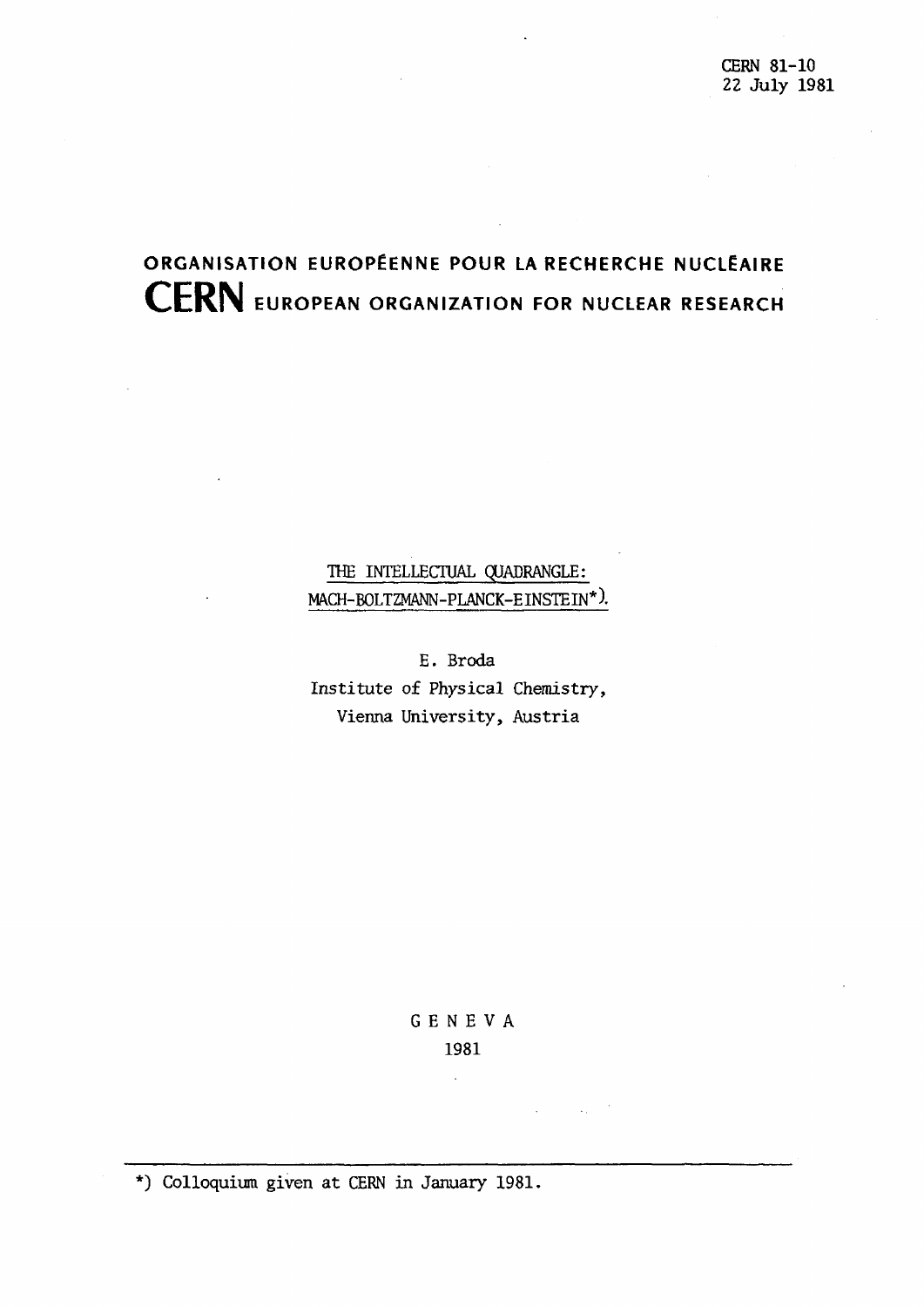CERN 81-10
22 July 1981

ORGANISATION EUROPÉENNE POUR LA RECHERCHE NUCLÉAIRE
**CERN** EUROPEAN ORGANIZATION FOR NUCLEAR RESEARCH

# THE INTELLECTUAL QUADRANGLE: MACH-BOLTZMANN-PLANCK-EINSTEIN*)

E. Broda
Institute of Physical Chemistry,
Vienna University, Austria

GENEVA
1981

*) Colloquium given at CERN in January 1981.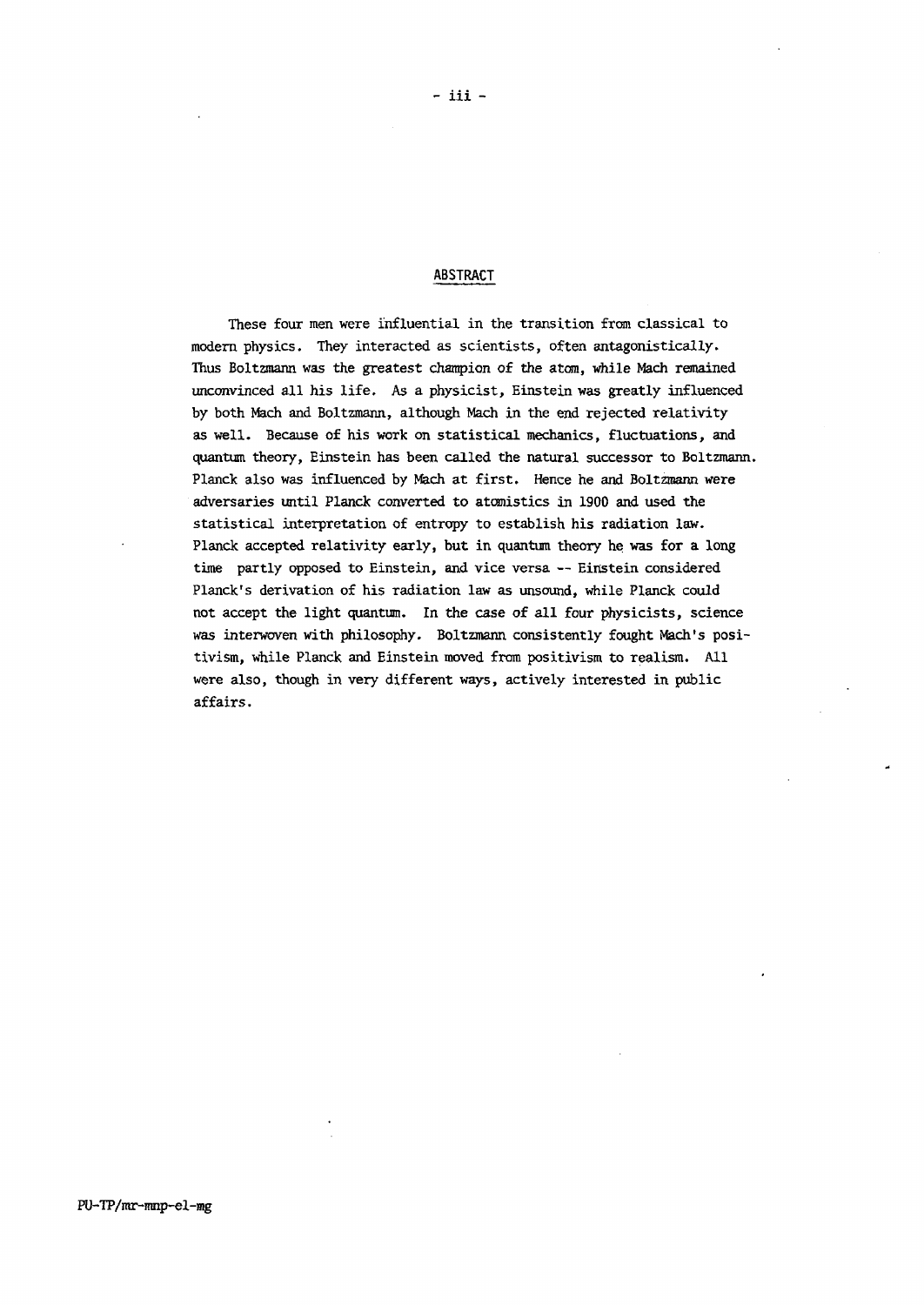## ABSTRACT

These four men were influential in the transition from classical to modern physics. They interacted as scientists, often antagonistically. Thus Boltzmann was the greatest champion of the atom, while Mach remained unconvinced all his life. As a physicist, Einstein was greatly influenced by both Mach and Boltzmann, although Mach in the end rejected relativity as well. Because of his work on statistical mechanics, fluctuations, and quantum theory, Einstein has been called the natural successor to Boltzmann. Planck also was influenced by Mach at first. Hence he and Boltzmann were adversaries until Planck converted to atomistics in 1900 and used the statistical interpretation of entropy to establish his radiation law. Planck accepted relativity early, but in quantum theory he was for a long time partly opposed to Einstein, and vice versa -- Einstein considered Planck's derivation of his radiation law as unsound, while Planck could not accept the light quantum. In the case of all four physicists, science was interwoven with philosophy. Boltzmann consistently fought Mach's positivism, while Planck and Einstein moved from positivism to realism. All were also, though in very different ways, actively interested in public affairs.

PU-TP/mr-mmp-el-mg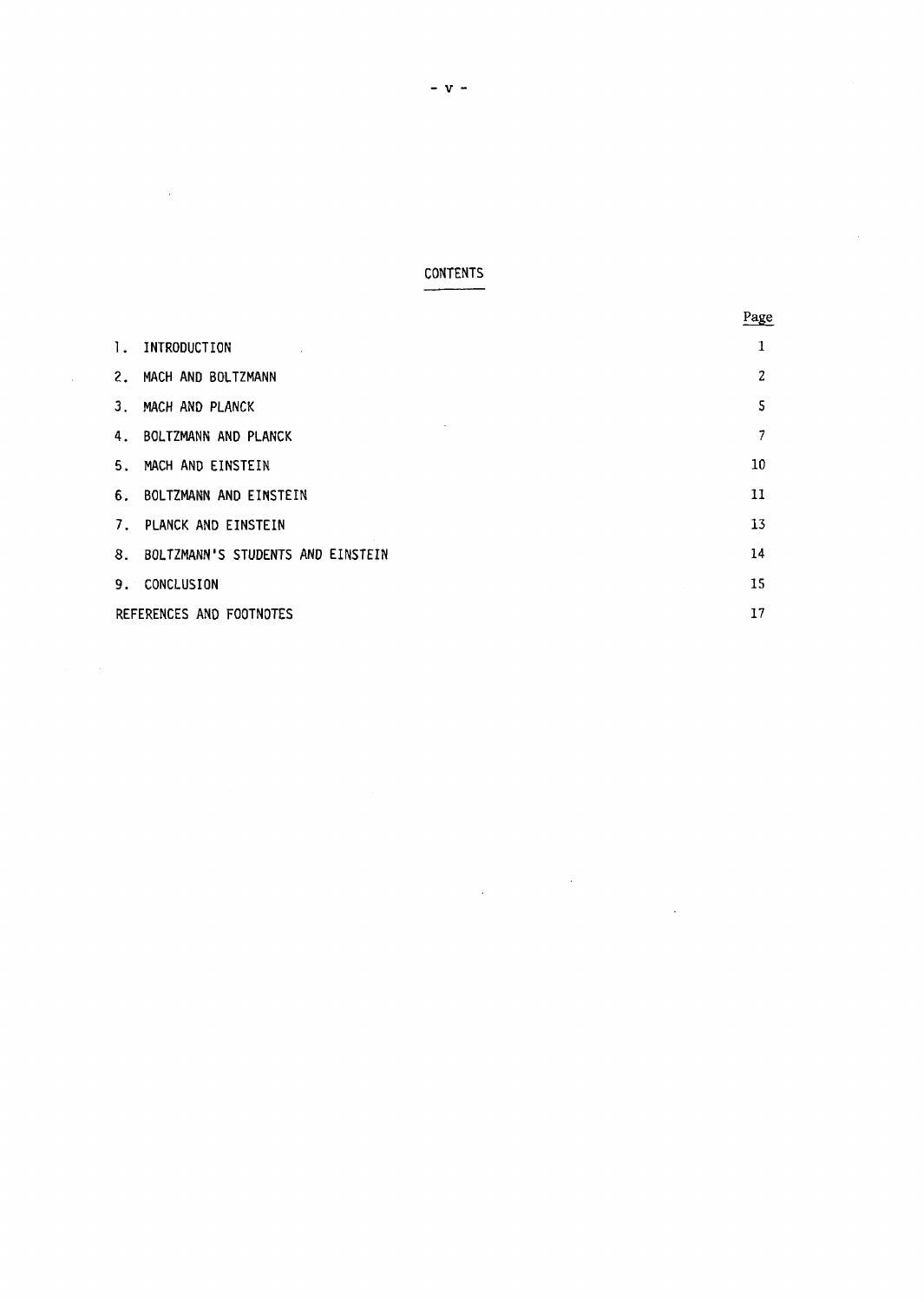## CONTENTS

| | Page |
|---|---|
| 1. INTRODUCTION | 1 |
| 2. MACH AND BOLTZMANN | 2 |
| 3. MACH AND PLANCK | 5 |
| 4. BOLTZMANN AND PLANCK | 7 |
| 5. MACH AND EINSTEIN | 10 |
| 6. BOLTZMANN AND EINSTEIN | 11 |
| 7. PLANCK AND EINSTEIN | 13 |
| 8. BOLTZMANN'S STUDENTS AND EINSTEIN | 14 |
| 9. CONCLUSION | 15 |
| REFERENCES AND FOOTNOTES | 17 |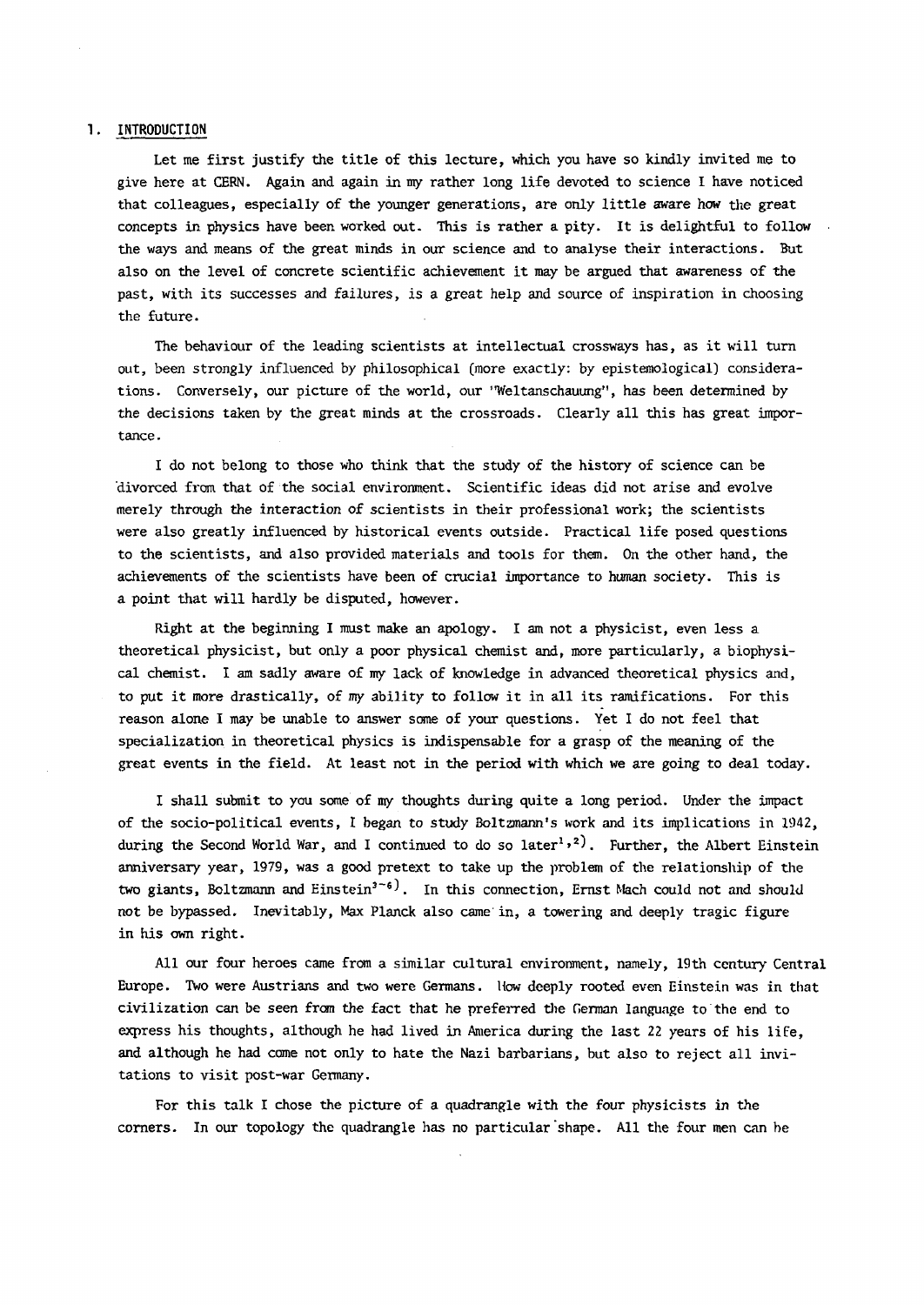## 1. INTRODUCTION

Let me first justify the title of this lecture, which you have so kindly invited me to give here at CERN. Again and again in my rather long life devoted to science I have noticed that colleagues, especially of the younger generations, are only little aware how the great concepts in physics have been worked out. This is rather a pity. It is delightful to follow the ways and means of the great minds in our science and to analyse their interactions. But also on the level of concrete scientific achievement it may be argued that awareness of the past, with its successes and failures, is a great help and source of inspiration in choosing the future.

The behaviour of the leading scientists at intellectual crossways has, as it will turn out, been strongly influenced by philosophical (more exactly: by epistemological) considerations. Conversely, our picture of the world, our "Weltanschauung", has been determined by the decisions taken by the great minds at the crossroads. Clearly all this has great importance.

I do not belong to those who think that the study of the history of science can be divorced from that of the social environment. Scientific ideas did not arise and evolve merely through the interaction of scientists in their professional work; the scientists were also greatly influenced by historical events outside. Practical life posed questions to the scientists, and also provided materials and tools for them. On the other hand, the achievements of the scientists have been of crucial importance to human society. This is a point that will hardly be disputed, however.

Right at the beginning I must make an apology. I am not a physicist, even less a theoretical physicist, but only a poor physical chemist and, more particularly, a biophysical chemist. I am sadly aware of my lack of knowledge in advanced theoretical physics and, to put it more drastically, of my ability to follow it in all its ramifications. For this reason alone I may be unable to answer some of your questions. Yet I do not feel that specialization in theoretical physics is indispensable for a grasp of the meaning of the great events in the field. At least not in the period with which we are going to deal today.

I shall submit to you some of my thoughts during quite a long period. Under the impact of the socio-political events, I began to study Boltzmann's work and its implications in 1942, during the Second World War, and I continued to do so later[1,2]. Further, the Albert Einstein anniversary year, 1979, was a good pretext to take up the problem of the relationship of the two giants, Boltzmann and Einstein[3-6]. In this connection, Ernst Mach could not and should not be bypassed. Inevitably, Max Planck also came in, a towering and deeply tragic figure in his own right.

All our four heroes came from a similar cultural environment, namely, 19th century Central Europe. Two were Austrians and two were Germans. How deeply rooted even Einstein was in that civilization can be seen from the fact that he preferred the German language to the end to express his thoughts, although he had lived in America during the last 22 years of his life, and although he had come not only to hate the Nazi barbarians, but also to reject all invitations to visit post-war Germany.

For this talk I chose the picture of a quadrangle with the four physicists in the corners. In our topology the quadrangle has no particular shape. All the four men can be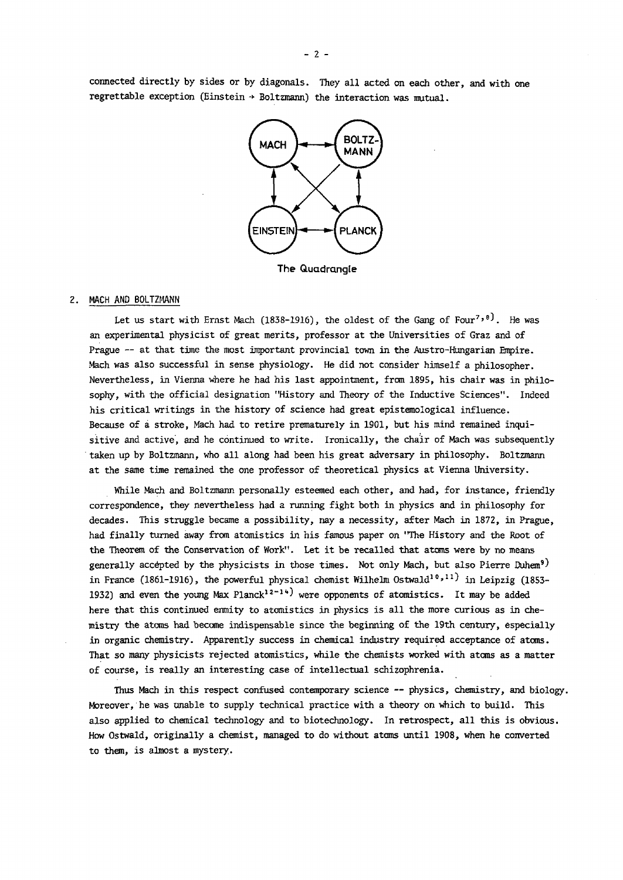connected directly by sides or by diagonals. They all acted on each other, and with one regrettable exception (Einstein → Boltzmann) the interaction was mutual.

The Quadrangle

## 2. MACH AND BOLTZMANN

Let us start with Ernst Mach (1838-1916), the oldest of the Gang of Four[7,8]. He was an experimental physicist of great merits, professor at the Universities of Graz and of Prague -- at that time the most important provincial town in the Austro-Hungarian Empire. Mach was also successful in sense physiology. He did not consider himself a philosopher. Nevertheless, in Vienna where he had his last appointment, from 1895, his chair was in philosophy, with the official designation "History and Theory of the Inductive Sciences". Indeed his critical writings in the history of science had great epistemological influence. Because of a stroke, Mach had to retire prematurely in 1901, but his mind remained inquisitive and active, and he continued to write. Ironically, the chair of Mach was subsequently taken up by Boltzmann, who all along had been his great adversary in philosophy. Boltzmann at the same time remained the one professor of theoretical physics at Vienna University.

While Mach and Boltzmann personally esteemed each other, and had, for instance, friendly correspondence, they nevertheless had a running fight both in physics and in philosophy for decades. This struggle became a possibility, nay a necessity, after Mach in 1872, in Prague, had finally turned away from atomistics in his famous paper on "The History and the Root of the Theorem of the Conservation of Work". Let it be recalled that atoms were by no means generally accepted by the physicists in those times. Not only Mach, but also Pierre Duhem[9] in France (1861-1916), the powerful physical chemist Wilhelm Ostwald[10,11] in Leipzig (1853-1932) and even the young Max Planck[12-14] were opponents of atomistics. It may be added here that this continued enmity to atomistics in physics is all the more curious as in chemistry the atoms had become indispensable since the beginning of the 19th century, especially in organic chemistry. Apparently success in chemical industry required acceptance of atoms. That so many physicists rejected atomistics, while the chemists worked with atoms as a matter of course, is really an interesting case of intellectual schizophrenia.

Thus Mach in this respect confused contemporary science -- physics, chemistry, and biology. Moreover, he was unable to supply technical practice with a theory on which to build. This also applied to chemical technology and to biotechnology. In retrospect, all this is obvious. How Ostwald, originally a chemist, managed to do without atoms until 1908, when he converted to them, is almost a mystery.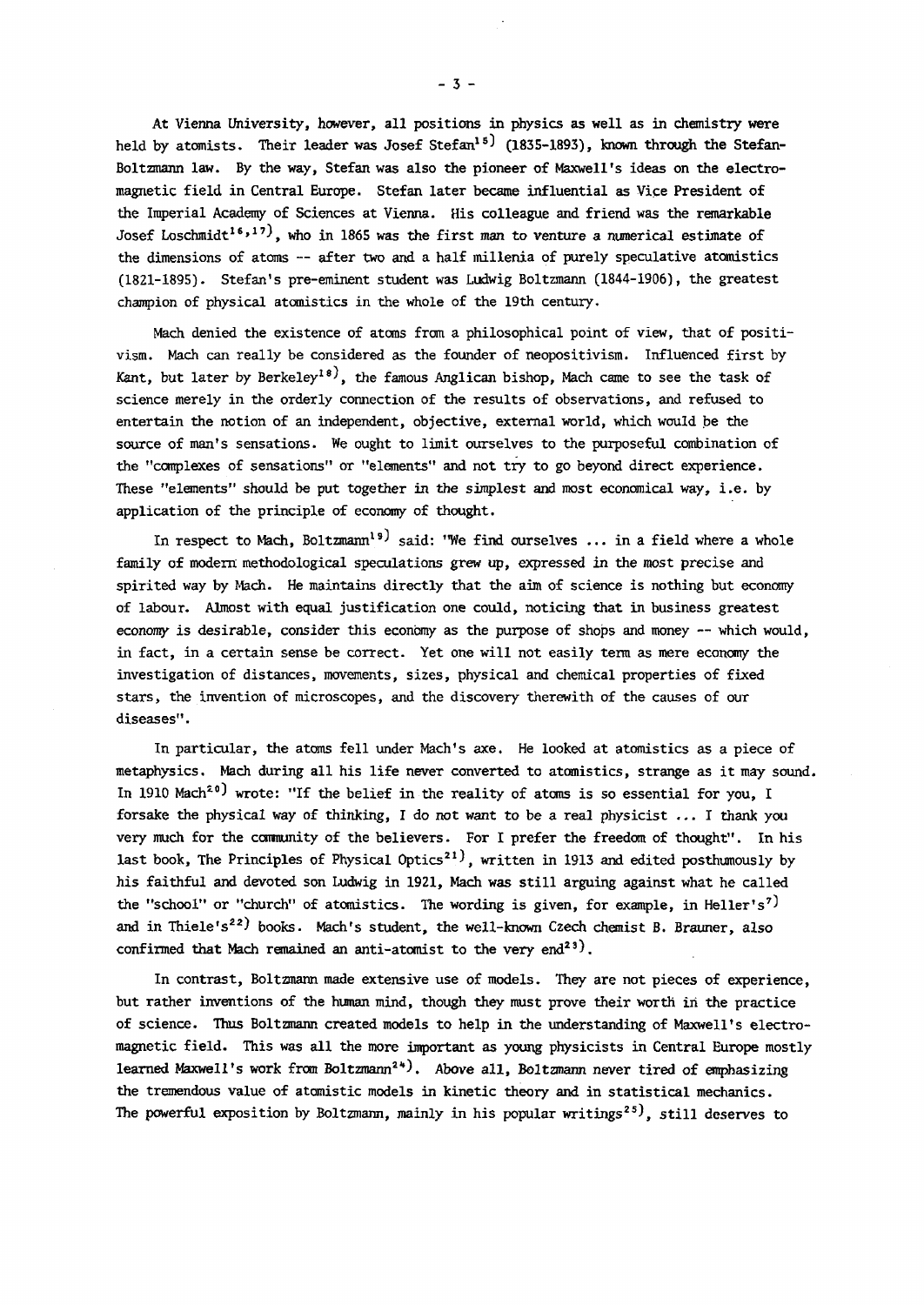At Vienna University, however, all positions in physics as well as in chemistry were held by atomists. Their leader was Josef Stefan[15] (1835-1893), known through the Stefan-Boltzmann law. By the way, Stefan was also the pioneer of Maxwell's ideas on the electromagnetic field in Central Europe. Stefan later became influential as Vice President of the Imperial Academy of Sciences at Vienna. His colleague and friend was the remarkable Josef Loschmidt[16,17], who in 1865 was the first man to venture a numerical estimate of the dimensions of atoms -- after two and a half millenia of purely speculative atomistics (1821-1895). Stefan's pre-eminent student was Ludwig Boltzmann (1844-1906), the greatest champion of physical atomistics in the whole of the 19th century.

Mach denied the existence of atoms from a philosophical point of view, that of positivism. Mach can really be considered as the founder of neopositivism. Influenced first by Kant, but later by Berkeley[18], the famous Anglican bishop, Mach came to see the task of science merely in the orderly connection of the results of observations, and refused to entertain the notion of an independent, objective, external world, which would be the source of man's sensations. We ought to limit ourselves to the purposeful combination of the "complexes of sensations" or "elements" and not try to go beyond direct experience. These "elements" should be put together in the simplest and most economical way, i.e. by application of the principle of economy of thought.

In respect to Mach, Boltzmann[19] said: "We find ourselves ... in a field where a whole family of modern methodological speculations grew up, expressed in the most precise and spirited way by Mach. He maintains directly that the aim of science is nothing but economy of labour. Almost with equal justification one could, noticing that in business greatest economy is desirable, consider this economy as the purpose of shops and money -- which would, in fact, in a certain sense be correct. Yet one will not easily term as mere economy the investigation of distances, movements, sizes, physical and chemical properties of fixed stars, the invention of microscopes, and the discovery therewith of the causes of our diseases".

In particular, the atoms fell under Mach's axe. He looked at atomistics as a piece of metaphysics. Mach during all his life never converted to atomistics, strange as it may sound. In 1910 Mach[20] wrote: "If the belief in the reality of atoms is so essential for you, I forsake the physical way of thinking, I do not want to be a real physicist ... I thank you very much for the community of the believers. For I prefer the freedom of thought". In his last book, The Principles of Physical Optics[21], written in 1913 and edited posthumously by his faithful and devoted son Ludwig in 1921, Mach was still arguing against what he called the "school" or "church" of atomistics. The wording is given, for example, in Heller's[7] and in Thiele's[22] books. Mach's student, the well-known Czech chemist B. Brauner, also confirmed that Mach remained an anti-atomist to the very end[23].

In contrast, Boltzmann made extensive use of models. They are not pieces of experience, but rather inventions of the human mind, though they must prove their worth in the practice of science. Thus Boltzmann created models to help in the understanding of Maxwell's electromagnetic field. This was all the more important as young physicists in Central Europe mostly learned Maxwell's work from Boltzmann[24]. Above all, Boltzmann never tired of emphasizing the tremendous value of atomistic models in kinetic theory and in statistical mechanics. The powerful exposition by Boltzmann, mainly in his popular writings[25], still deserves to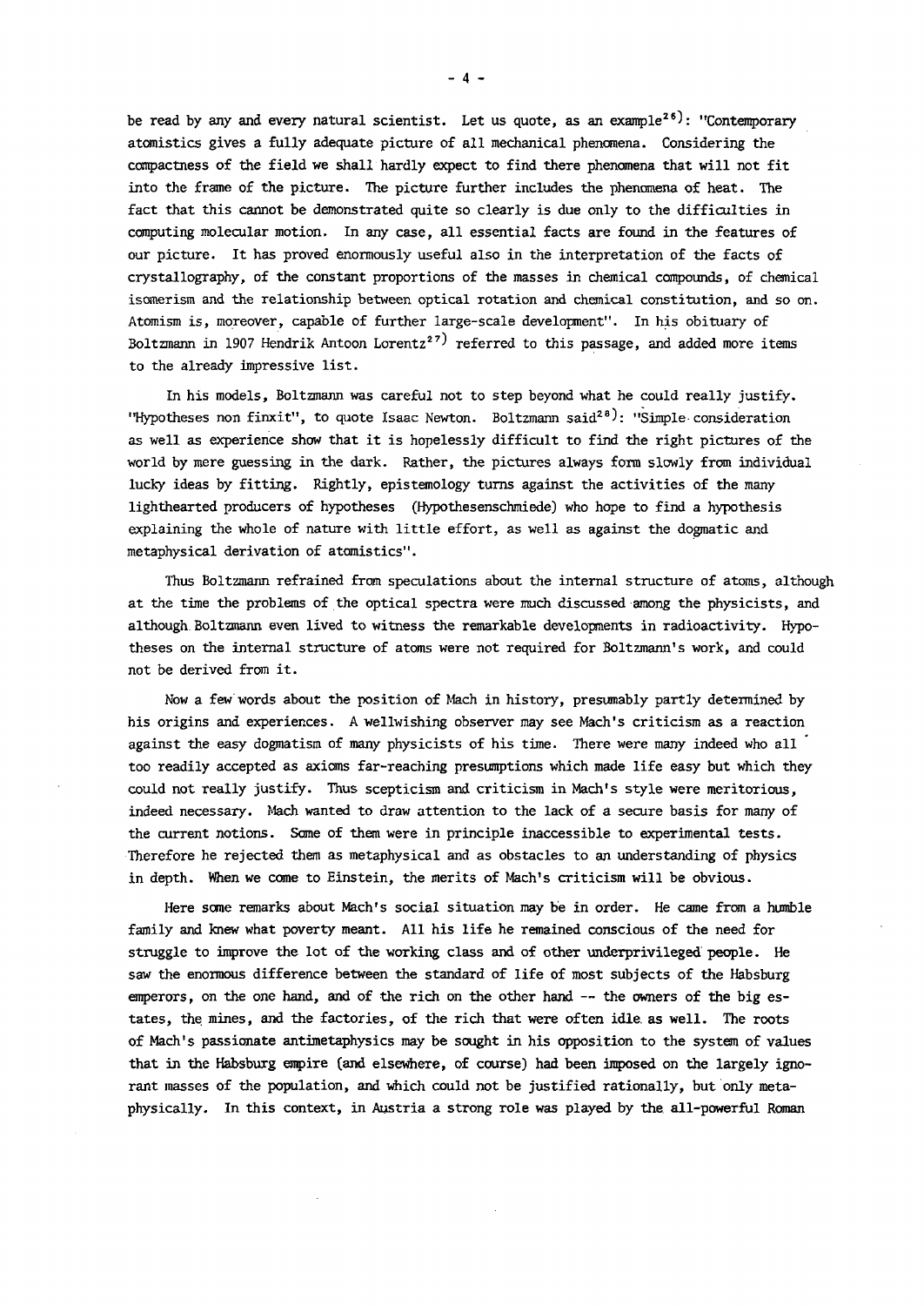be read by any and every natural scientist. Let us quote, as an example[26]: "Contemporary atomistics gives a fully adequate picture of all mechanical phenomena. Considering the compactness of the field we shall hardly expect to find there phenomena that will not fit into the frame of the picture. The picture further includes the phenomena of heat. The fact that this cannot be demonstrated quite so clearly is due only to the difficulties in computing molecular motion. In any case, all essential facts are found in the features of our picture. It has proved enormously useful also in the interpretation of the facts of crystallography, of the constant proportions of the masses in chemical compounds, of chemical isomerism and the relationship between optical rotation and chemical constitution, and so on. Atomism is, moreover, capable of further large-scale development". In his obituary of Boltzmann in 1907 Hendrik Antoon Lorentz[27] referred to this passage, and added more items to the already impressive list.

In his models, Boltzmann was careful not to step beyond what he could really justify. "Hypotheses non finxit", to quote Isaac Newton. Boltzmann said[28]: "Simple consideration as well as experience show that it is hopelessly difficult to find the right pictures of the world by mere guessing in the dark. Rather, the pictures always form slowly from individual lucky ideas by fitting. Rightly, epistemology turns against the activities of the many lighthearted producers of hypotheses (Hypothesenschmiede) who hope to find a hypothesis explaining the whole of nature with little effort, as well as against the dogmatic and metaphysical derivation of atomistics".

Thus Boltzmann refrained from speculations about the internal structure of atoms, although at the time the problems of the optical spectra were much discussed among the physicists, and although Boltzmann even lived to witness the remarkable developments in radioactivity. Hypotheses on the internal structure of atoms were not required for Boltzmann's work, and could not be derived from it.

Now a few words about the position of Mach in history, presumably partly determined by his origins and experiences. A wellwishing observer may see Mach's criticism as a reaction against the easy dogmatism of many physicists of his time. There were many indeed who all too readily accepted as axioms far-reaching presumptions which made life easy but which they could not really justify. Thus scepticism and criticism in Mach's style were meritorious, indeed necessary. Mach wanted to draw attention to the lack of a secure basis for many of the current notions. Some of them were in principle inaccessible to experimental tests. Therefore he rejected them as metaphysical and as obstacles to an understanding of physics in depth. When we come to Einstein, the merits of Mach's criticism will be obvious.

Here some remarks about Mach's social situation may be in order. He came from a humble family and knew what poverty meant. All his life he remained conscious of the need for struggle to improve the lot of the working class and of other underprivileged people. He saw the enormous difference between the standard of life of most subjects of the Habsburg emperors, on the one hand, and of the rich on the other hand -- the owners of the big estates, the mines, and the factories, of the rich that were often idle as well. The roots of Mach's passionate antimetaphysics may be sought in his opposition to the system of values that in the Habsburg empire (and elsewhere, of course) had been imposed on the largely ignorant masses of the population, and which could not be justified rationally, but only metaphysically. In this context, in Austria a strong role was played by the all-powerful Roman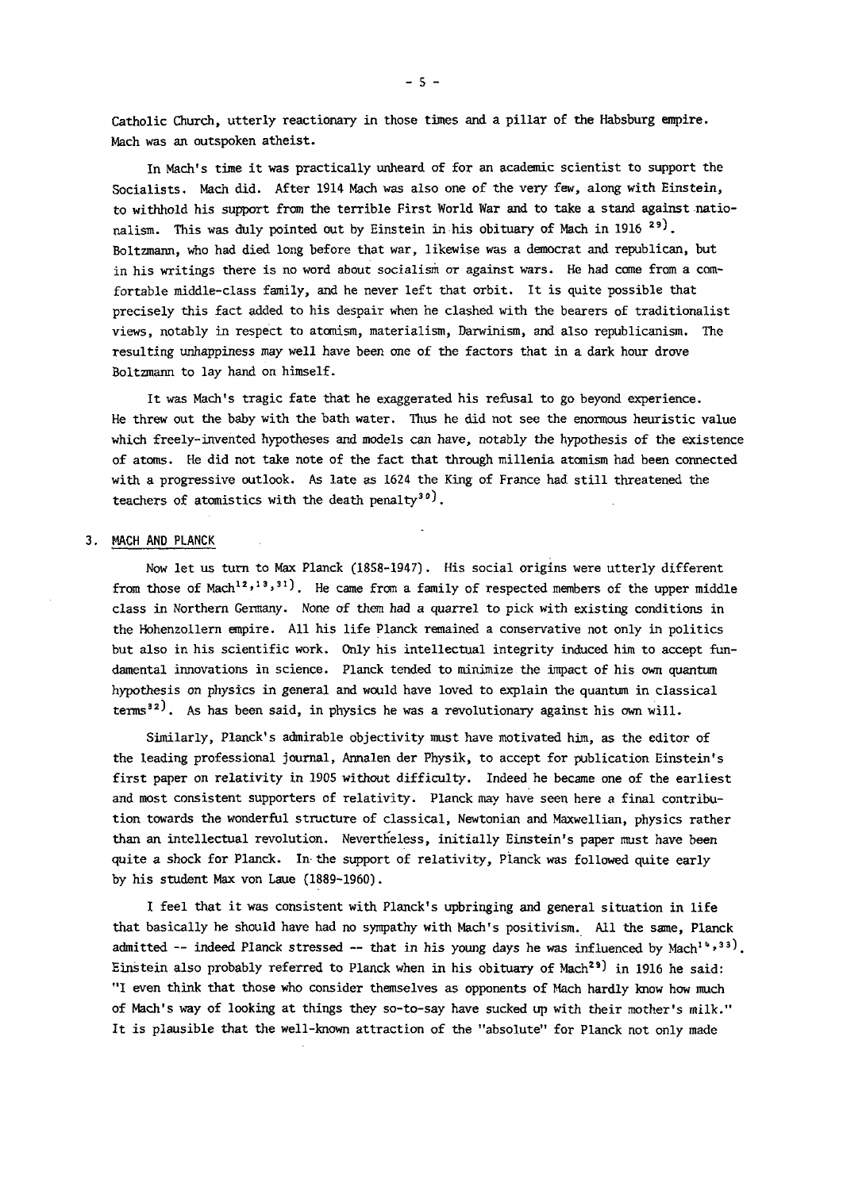Catholic Church, utterly reactionary in those times and a pillar of the Habsburg empire. Mach was an outspoken atheist.

In Mach's time it was practically unheard of for an academic scientist to support the Socialists. Mach did. After 1914 Mach was also one of the very few, along with Einstein, to withhold his support from the terrible First World War and to take a stand against nationalism. This was duly pointed out by Einstein in his obituary of Mach in 1916 [29]. Boltzmann, who had died long before that war, likewise was a democrat and republican, but in his writings there is no word about socialism or against wars. He had come from a comfortable middle-class family, and he never left that orbit. It is quite possible that precisely this fact added to his despair when he clashed with the bearers of traditionalist views, notably in respect to atomism, materialism, Darwinism, and also republicanism. The resulting unhappiness may well have been one of the factors that in a dark hour drove Boltzmann to lay hand on himself.

It was Mach's tragic fate that he exaggerated his refusal to go beyond experience. He threw out the baby with the bath water. Thus he did not see the enormous heuristic value which freely-invented hypotheses and models can have, notably the hypothesis of the existence of atoms. He did not take note of the fact that through millenia atomism had been connected with a progressive outlook. As late as 1624 the King of France had still threatened the teachers of atomistics with the death penalty[30].

## 3. MACH AND PLANCK

Now let us turn to Max Planck (1858-1947). His social origins were utterly different from those of Mach[12,13,31]. He came from a family of respected members of the upper middle class in Northern Germany. None of them had a quarrel to pick with existing conditions in the Hohenzollern empire. All his life Planck remained a conservative not only in politics but also in his scientific work. Only his intellectual integrity induced him to accept fundamental innovations in science. Planck tended to minimize the impact of his own quantum hypothesis on physics in general and would have loved to explain the quantum in classical terms[32]. As has been said, in physics he was a revolutionary against his own will.

Similarly, Planck's admirable objectivity must have motivated him, as the editor of the leading professional journal, Annalen der Physik, to accept for publication Einstein's first paper on relativity in 1905 without difficulty. Indeed he became one of the earliest and most consistent supporters of relativity. Planck may have seen here a final contribution towards the wonderful structure of classical, Newtonian and Maxwellian, physics rather than an intellectual revolution. Nevertheless, initially Einstein's paper must have been quite a shock for Planck. In the support of relativity, Planck was followed quite early by his student Max von Laue (1889-1960).

I feel that it was consistent with Planck's upbringing and general situation in life that basically he should have had no sympathy with Mach's positivism. All the same, Planck admitted -- indeed Planck stressed -- that in his young days he was influenced by Mach[14,33]. Einstein also probably referred to Planck when in his obituary of Mach[29] in 1916 he said: "I even think that those who consider themselves as opponents of Mach hardly know how much of Mach's way of looking at things they so-to-say have sucked up with their mother's milk." It is plausible that the well-known attraction of the "absolute" for Planck not only made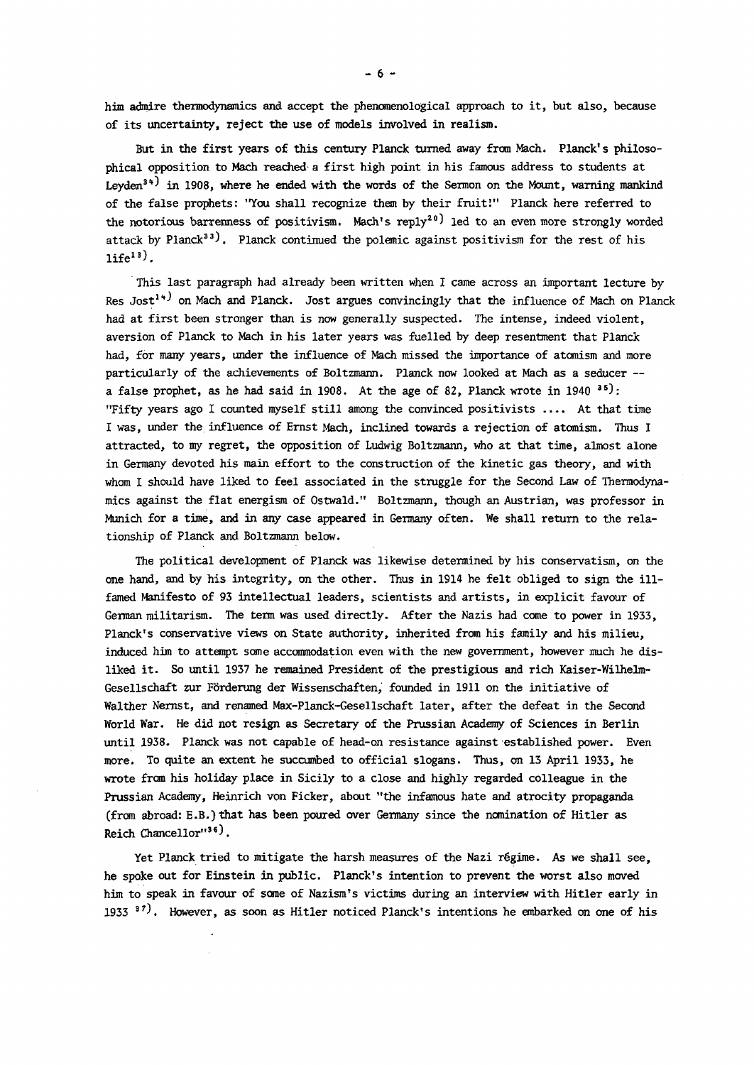him admire thermodynamics and accept the phenomenological approach to it, but also, because of its uncertainty, reject the use of models involved in realism.

But in the first years of this century Planck turned away from Mach. Planck's philosophical opposition to Mach reached a first high point in his famous address to students at Leyden[34] in 1908, where he ended with the words of the Sermon on the Mount, warning mankind of the false prophets: "You shall recognize them by their fruit!" Planck here referred to the notorious barrenness of positivism. Mach's reply[20] led to an even more strongly worded attack by Planck[33]. Planck continued the polemic against positivism for the rest of his life[13].

This last paragraph had already been written when I came across an important lecture by Res Jost[14] on Mach and Planck. Jost argues convincingly that the influence of Mach on Planck had at first been stronger than is now generally suspected. The intense, indeed violent, aversion of Planck to Mach in his later years was fuelled by deep resentment that Planck had, for many years, under the influence of Mach missed the importance of atomism and more particularly of the achievements of Boltzmann. Planck now looked at Mach as a seducer -- a false prophet, as he had said in 1908. At the age of 82, Planck wrote in 1940 [35]: "Fifty years ago I counted myself still among the convinced positivists .... At that time I was, under the influence of Ernst Mach, inclined towards a rejection of atomism. Thus I attracted, to my regret, the opposition of Ludwig Boltzmann, who at that time, almost alone in Germany devoted his main effort to the construction of the kinetic gas theory, and with whom I should have liked to feel associated in the struggle for the Second Law of Thermodynamics against the flat energism of Ostwald." Boltzmann, though an Austrian, was professor in Munich for a time, and in any case appeared in Germany often. We shall return to the relationship of Planck and Boltzmann below.

The political development of Planck was likewise determined by his conservatism, on the one hand, and by his integrity, on the other. Thus in 1914 he felt obliged to sign the ill-famed Manifesto of 93 intellectual leaders, scientists and artists, in explicit favour of German militarism. The term was used directly. After the Nazis had come to power in 1933, Planck's conservative views on State authority, inherited from his family and his milieu, induced him to attempt some accommodation even with the new government, however much he disliked it. So until 1937 he remained President of the prestigious and rich Kaiser-Wilhelm-Gesellschaft zur Förderung der Wissenschaften, founded in 1911 on the initiative of Walther Nernst, and renamed Max-Planck-Gesellschaft later, after the defeat in the Second World War. He did not resign as Secretary of the Prussian Academy of Sciences in Berlin until 1938. Planck was not capable of head-on resistance against established power. Even more. To quite an extent he succumbed to official slogans. Thus, on 13 April 1933, he wrote from his holiday place in Sicily to a close and highly regarded colleague in the Prussian Academy, Heinrich von Ficker, about "the infamous hate and atrocity propaganda (from abroad: E.B.) that has been poured over Germany since the nomination of Hitler as Reich Chancellor"[36].

Yet Planck tried to mitigate the harsh measures of the Nazi régime. As we shall see, he spoke out for Einstein in public. Planck's intention to prevent the worst also moved him to speak in favour of some of Nazism's victims during an interview with Hitler early in 1933 [37]. However, as soon as Hitler noticed Planck's intentions he embarked on one of his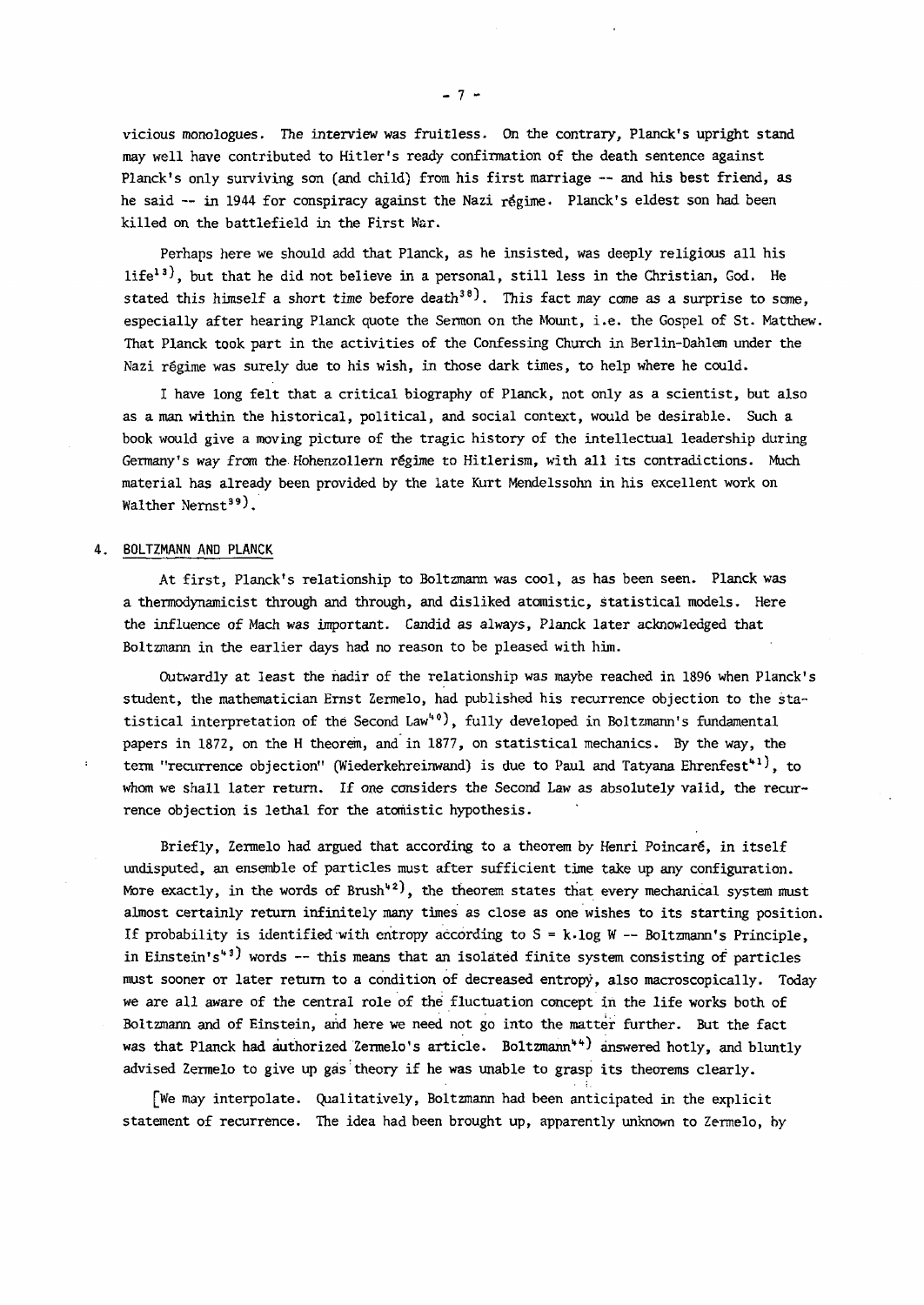vicious monologues. The interview was fruitless. On the contrary, Planck's upright stand may well have contributed to Hitler's ready confirmation of the death sentence against Planck's only surviving son (and child) from his first marriage -- and his best friend, as he said -- in 1944 for conspiracy against the Nazi régime. Planck's eldest son had been killed on the battlefield in the First War.

Perhaps here we should add that Planck, as he insisted, was deeply religious all his life[13], but that he did not believe in a personal, still less in the Christian, God. He stated this himself a short time before death[38]. This fact may come as a surprise to some, especially after hearing Planck quote the Sermon on the Mount, i.e. the Gospel of St. Matthew. That Planck took part in the activities of the Confessing Church in Berlin-Dahlem under the Nazi régime was surely due to his wish, in those dark times, to help where he could.

I have long felt that a critical biography of Planck, not only as a scientist, but also as a man within the historical, political, and social context, would be desirable. Such a book would give a moving picture of the tragic history of the intellectual leadership during Germany's way from the Hohenzollern régime to Hitlerism, with all its contradictions. Much material has already been provided by the late Kurt Mendelssohn in his excellent work on Walther Nernst[39].

## 4. BOLTZMANN AND PLANCK

At first, Planck's relationship to Boltzmann was cool, as has been seen. Planck was a thermodynamicist through and through, and disliked atomistic, statistical models. Here the influence of Mach was important. Candid as always, Planck later acknowledged that Boltzmann in the earlier days had no reason to be pleased with him.

Outwardly at least the nadir of the relationship was maybe reached in 1896 when Planck's student, the mathematician Ernst Zermelo, had published his recurrence objection to the statistical interpretation of the Second Law[40], fully developed in Boltzmann's fundamental papers in 1872, on the H theorem, and in 1877, on statistical mechanics. By the way, the term "recurrence objection" (Wiederkehreinwand) is due to Paul and Tatyana Ehrenfest[41], to whom we shall later return. If one considers the Second Law as absolutely valid, the recurrence objection is lethal for the atomistic hypothesis.

Briefly, Zermelo had argued that according to a theorem by Henri Poincaré, in itself undisputed, an ensemble of particles must after sufficient time take up any configuration. More exactly, in the words of Brush[42], the theorem states that every mechanical system must almost certainly return infinitely many times as close as one wishes to its starting position. If probability is identified with entropy according to $S = k \cdot \log W$ -- Boltzmann's Principle, in Einstein's[43] words -- this means that an isolated finite system consisting of particles must sooner or later return to a condition of decreased entropy, also macroscopically. Today we are all aware of the central role of the fluctuation concept in the life works both of Boltzmann and of Einstein, and here we need not go into the matter further. But the fact was that Planck had authorized Zermelo's article. Boltzmann[44] answered hotly, and bluntly advised Zermelo to give up gas theory if he was unable to grasp its theorems clearly.

[We may interpolate. Qualitatively, Boltzmann had been anticipated in the explicit statement of recurrence. The idea had been brought up, apparently unknown to Zermelo, by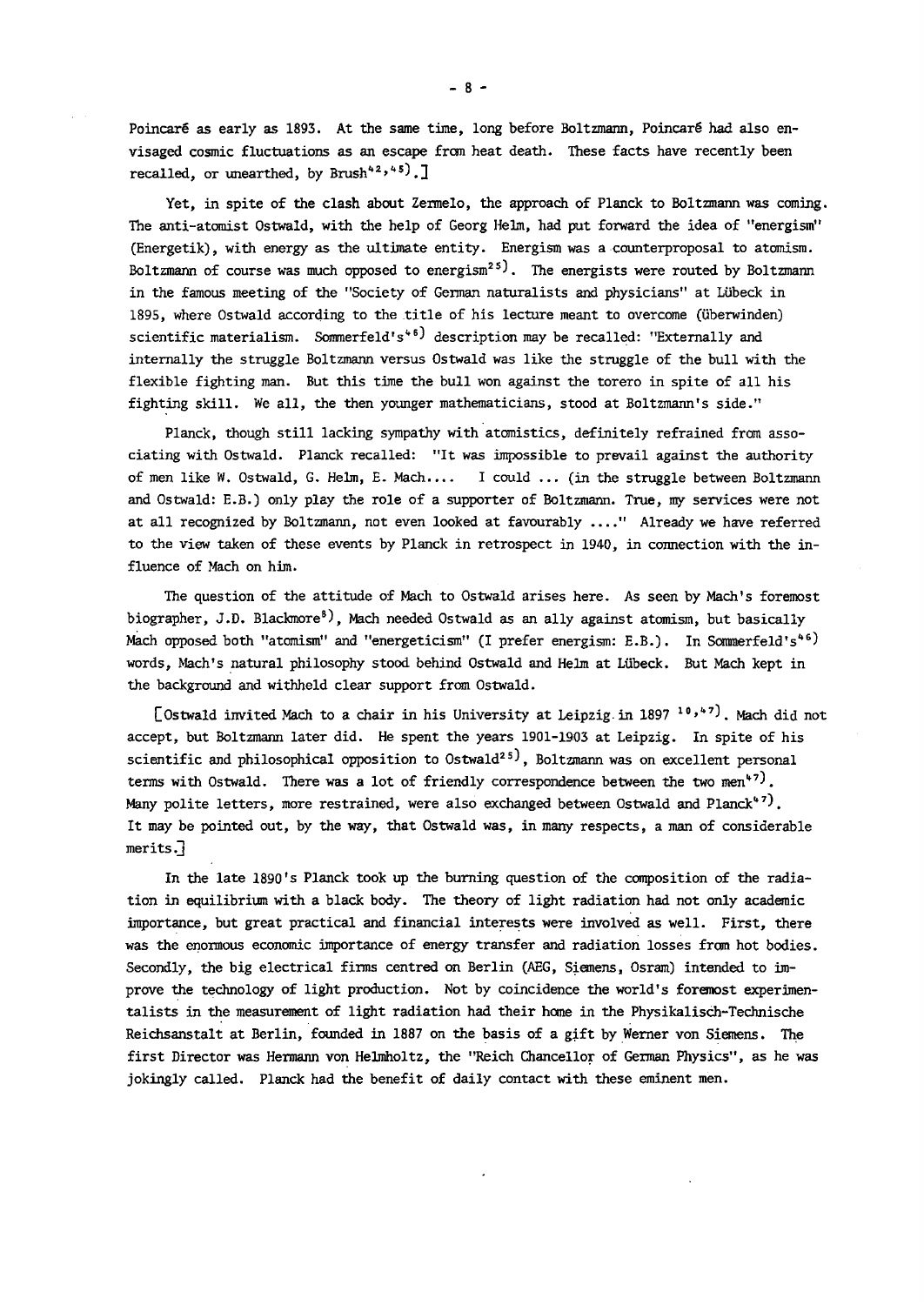Poincaré as early as 1893. At the same time, long before Boltzmann, Poincaré had also envisaged cosmic fluctuations as an escape from heat death. These facts have recently been recalled, or unearthed, by Brush[42,45).]

Yet, in spite of the clash about Zermelo, the approach of Planck to Boltzmann was coming. The anti-atomist Ostwald, with the help of Georg Helm, had put forward the idea of "energism" (Energetik), with energy as the ultimate entity. Energism was a counterproposal to atomism. Boltzmann of course was much opposed to energism[25]. The energists were routed by Boltzmann in the famous meeting of the "Society of German naturalists and physicians" at Lübeck in 1895, where Ostwald according to the title of his lecture meant to overcome (überwinden) scientific materialism. Sommerfeld's[46] description may be recalled: "Externally and internally the struggle Boltzmann versus Ostwald was like the struggle of the bull with the flexible fighting man. But this time the bull won against the torero in spite of all his fighting skill. We all, the then younger mathematicians, stood at Boltzmann's side."

Planck, though still lacking sympathy with atomistics, definitely refrained from associating with Ostwald. Planck recalled: "It was impossible to prevail against the authority of men like W. Ostwald, G. Helm, E. Mach.... I could ... (in the struggle between Boltzmann and Ostwald: E.B.) only play the role of a supporter of Boltzmann. True, my services were not at all recognized by Boltzmann, not even looked at favourably ...." Already we have referred to the view taken of these events by Planck in retrospect in 1940, in connection with the influence of Mach on him.

The question of the attitude of Mach to Ostwald arises here. As seen by Mach's foremost biographer, J.D. Blackmore[8], Mach needed Ostwald as an ally against atomism, but basically Mach opposed both "atomism" and "energeticism" (I prefer energism: E.B.). In Sommerfeld's[46] words, Mach's natural philosophy stood behind Ostwald and Helm at Lübeck. But Mach kept in the background and withheld clear support from Ostwald.

[Ostwald invited Mach to a chair in his University at Leipzig in 1897 [10,47]. Mach did not accept, but Boltzmann later did. He spent the years 1901-1903 at Leipzig. In spite of his scientific and philosophical opposition to Ostwald[25], Boltzmann was on excellent personal terms with Ostwald. There was a lot of friendly correspondence between the two men[47]. Many polite letters, more restrained, were also exchanged between Ostwald and Planck[47]. It may be pointed out, by the way, that Ostwald was, in many respects, a man of considerable merits.]

In the late 1890's Planck took up the burning question of the composition of the radiation in equilibrium with a black body. The theory of light radiation had not only academic importance, but great practical and financial interests were involved as well. First, there was the enormous economic importance of energy transfer and radiation losses from hot bodies. Secondly, the big electrical firms centred on Berlin (AEG, Siemens, Osram) intended to improve the technology of light production. Not by coincidence the world's foremost experimentalists in the measurement of light radiation had their home in the Physikalisch-Technische Reichsanstalt at Berlin, founded in 1887 on the basis of a gift by Werner von Siemens. The first Director was Hermann von Helmholtz, the "Reich Chancellor of German Physics", as he was jokingly called. Planck had the benefit of daily contact with these eminent men.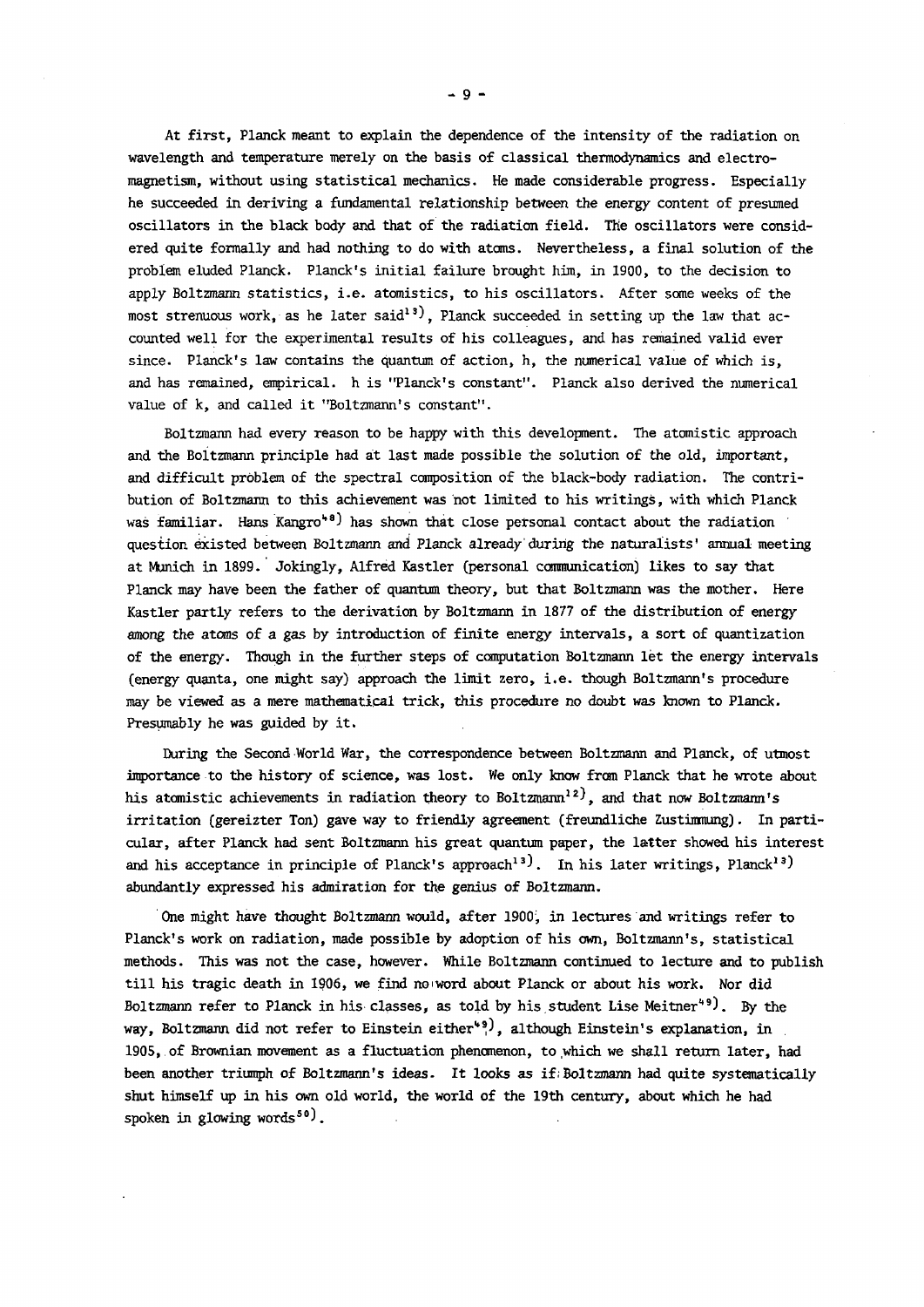At first, Planck meant to explain the dependence of the intensity of the radiation on wavelength and temperature merely on the basis of classical thermodynamics and electromagnetism, without using statistical mechanics. He made considerable progress. Especially he succeeded in deriving a fundamental relationship between the energy content of presumed oscillators in the black body and that of the radiation field. The oscillators were considered quite formally and had nothing to do with atoms. Nevertheless, a final solution of the problem eluded Planck. Planck's initial failure brought him, in 1900, to the decision to apply Boltzmann statistics, i.e. atomistics, to his oscillators. After some weeks of the most strenuous work, as he later said[13], Planck succeeded in setting up the law that accounted well for the experimental results of his colleagues, and has remained valid ever since. Planck's law contains the quantum of action, h, the numerical value of which is, and has remained, empirical. h is "Planck's constant". Planck also derived the numerical value of k, and called it "Boltzmann's constant".

Boltzmann had every reason to be happy with this development. The atomistic approach and the Boltzmann principle had at last made possible the solution of the old, important, and difficult problem of the spectral composition of the black-body radiation. The contribution of Boltzmann to this achievement was not limited to his writings, with which Planck was familiar. Hans Kangro[48] has shown that close personal contact about the radiation question existed between Boltzmann and Planck already during the naturalists' annual meeting at Munich in 1899. Jokingly, Alfred Kastler (personal communication) likes to say that Planck may have been the father of quantum theory, but that Boltzmann was the mother. Here Kastler partly refers to the derivation by Boltzmann in 1877 of the distribution of energy among the atoms of a gas by introduction of finite energy intervals, a sort of quantization of the energy. Though in the further steps of computation Boltzmann let the energy intervals (energy quanta, one might say) approach the limit zero, i.e. though Boltzmann's procedure may be viewed as a mere mathematical trick, this procedure no doubt was known to Planck. Presumably he was guided by it.

During the Second World War, the correspondence between Boltzmann and Planck, of utmost importance to the history of science, was lost. We only know from Planck that he wrote about his atomistic achievements in radiation theory to Boltzmann[12], and that now Boltzmann's irritation (gereizter Ton) gave way to friendly agreement (freundliche Zustimmung). In particular, after Planck had sent Boltzmann his great quantum paper, the latter showed his interest and his acceptance in principle of Planck's approach[13]. In his later writings, Planck[13] abundantly expressed his admiration for the genius of Boltzmann.

One might have thought Boltzmann would, after 1900, in lectures and writings refer to Planck's work on radiation, made possible by adoption of his own, Boltzmann's, statistical methods. This was not the case, however. While Boltzmann continued to lecture and to publish till his tragic death in 1906, we find no word about Planck or about his work. Nor did Boltzmann refer to Planck in his classes, as told by his student Lise Meitner[49]. By the way, Boltzmann did not refer to Einstein either[49], although Einstein's explanation, in 1905, of Brownian movement as a fluctuation phenomenon, to which we shall return later, had been another triumph of Boltzmann's ideas. It looks as if Boltzmann had quite systematically shut himself up in his own old world, the world of the 19th century, about which he had spoken in glowing words[50].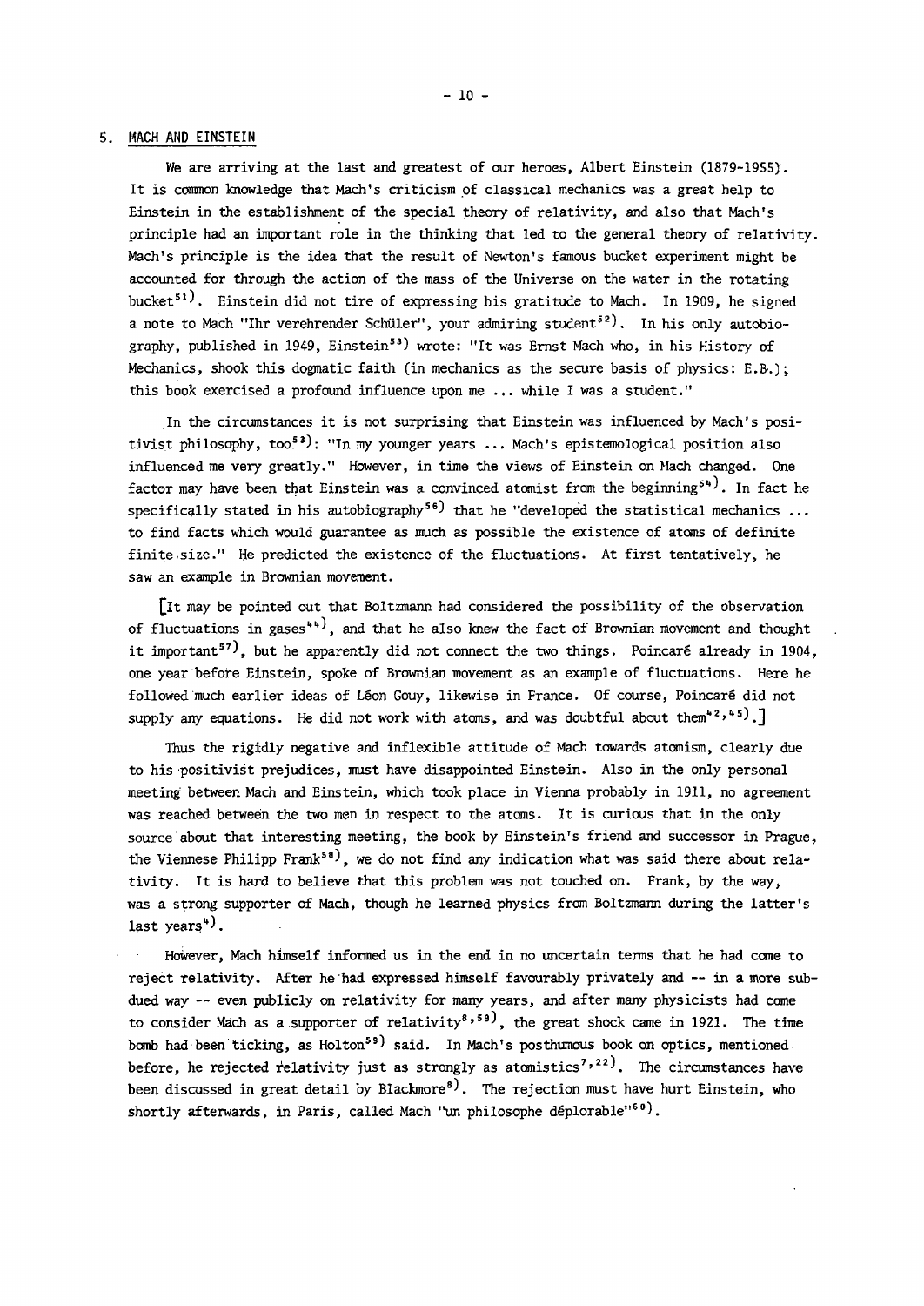## 5. MACH AND EINSTEIN

We are arriving at the last and greatest of our heroes, Albert Einstein (1879-1955). It is common knowledge that Mach's criticism of classical mechanics was a great help to Einstein in the establishment of the special theory of relativity, and also that Mach's principle had an important role in the thinking that led to the general theory of relativity. Mach's principle is the idea that the result of Newton's famous bucket experiment might be accounted for through the action of the mass of the Universe on the water in the rotating bucket[51]. Einstein did not tire of expressing his gratitude to Mach. In 1909, he signed a note to Mach "Ihr verehrender Schüler", your admiring student[52]. In his only autobiography, published in 1949, Einstein[53] wrote: "It was Ernst Mach who, in his History of Mechanics, shook this dogmatic faith (in mechanics as the secure basis of physics: E.B.); this book exercised a profound influence upon me ... while I was a student."

In the circumstances it is not surprising that Einstein was influenced by Mach's positivist philosophy, too[53]: "In my younger years ... Mach's epistemological position also influenced me very greatly." However, in time the views of Einstein on Mach changed. One factor may have been that Einstein was a convinced atomist from the beginning[54]. In fact he specifically stated in his autobiography[56] that he "developed the statistical mechanics ... to find facts which would guarantee as much as possible the existence of atoms of definite finite size." He predicted the existence of the fluctuations. At first tentatively, he saw an example in Brownian movement.

[It may be pointed out that Boltzmann had considered the possibility of the observation of fluctuations in gases[44], and that he also knew the fact of Brownian movement and thought it important[57], but he apparently did not connect the two things. Poincaré already in 1904, one year before Einstein, spoke of Brownian movement as an example of fluctuations. Here he followed much earlier ideas of Léon Gouy, likewise in France. Of course, Poincaré did not supply any equations. He did not work with atoms, and was doubtful about them[42,45].]

Thus the rigidly negative and inflexible attitude of Mach towards atomism, clearly due to his positivist prejudices, must have disappointed Einstein. Also in the only personal meeting between Mach and Einstein, which took place in Vienna probably in 1911, no agreement was reached between the two men in respect to the atoms. It is curious that in the only source about that interesting meeting, the book by Einstein's friend and successor in Prague, the Viennese Philipp Frank[58], we do not find any indication what was said there about relativity. It is hard to believe that this problem was not touched on. Frank, by the way, was a strong supporter of Mach, though he learned physics from Boltzmann during the latter's last years[4].

However, Mach himself informed us in the end in no uncertain terms that he had come to reject relativity. After he had expressed himself favourably privately and -- in a more subdued way -- even publicly on relativity for many years, and after many physicists had come to consider Mach as a supporter of relativity[8,59], the great shock came in 1921. The time bomb had been ticking, as Holton[59] said. In Mach's posthumous book on optics, mentioned before, he rejected relativity just as strongly as atomistics[7,22]. The circumstances have been discussed in great detail by Blackmore[8]. The rejection must have hurt Einstein, who shortly afterwards, in Paris, called Mach "un philosophe déplorable"[60].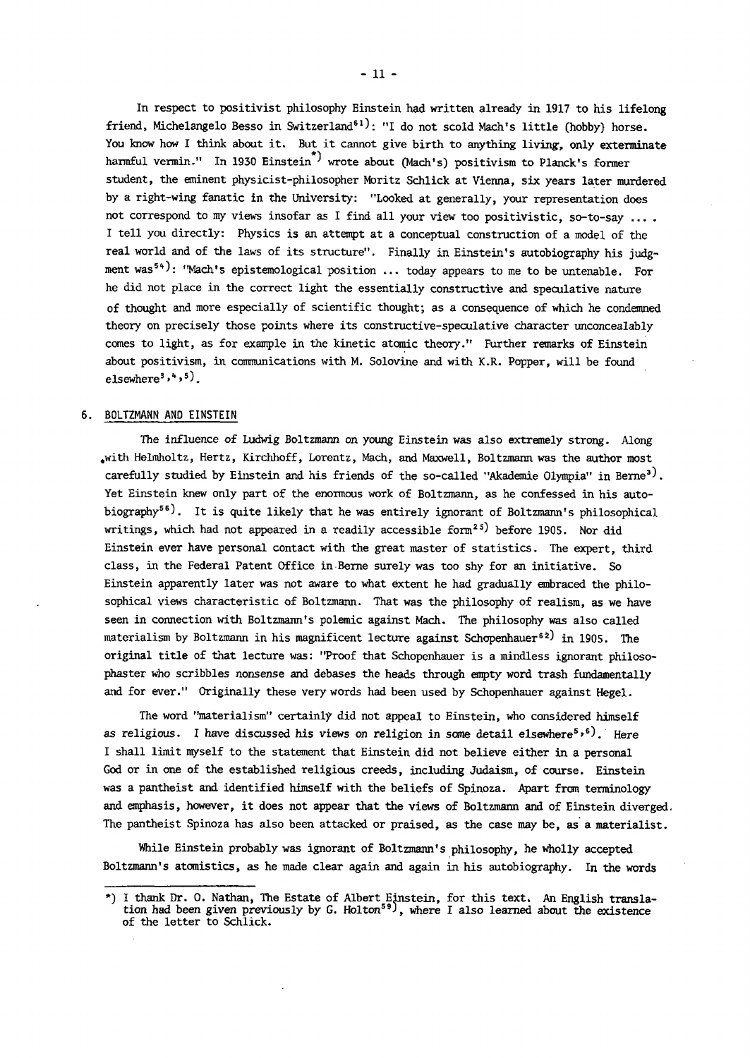In respect to positivist philosophy Einstein had written already in 1917 to his lifelong friend, Michelangelo Besso in Switzerland[61]: "I do not scold Mach's little (hobby) horse. You know how I think about it. But it cannot give birth to anything living, only exterminate harmful vermin." In 1930 Einstein*) wrote about (Mach's) positivism to Planck's former student, the eminent physicist-philosopher Moritz Schlick at Vienna, six years later murdered by a right-wing fanatic in the University: "Looked at generally, your representation does not correspond to my views insofar as I find all your view too positivistic, so-to-say ... . I tell you directly: Physics is an attempt at a conceptual construction of a model of the real world and of the laws of its structure". Finally in Einstein's autobiography his judgment was[54]: "Mach's epistemological position ... today appears to me to be untenable. For he did not place in the correct light the essentially constructive and speculative nature of thought and more especially of scientific thought; as a consequence of which he condemned theory on precisely those points where its constructive-speculative character unconcealably comes to light, as for example in the kinetic atomic theory." Further remarks of Einstein about positivism, in communications with M. Solovine and with K.R. Popper, will be found elsewhere[3,4,5].

## 6. BOLTZMANN AND EINSTEIN

The influence of Ludwig Boltzmann on young Einstein was also extremely strong. Along with Helmholtz, Hertz, Kirchhoff, Lorentz, Mach, and Maxwell, Boltzmann was the author most carefully studied by Einstein and his friends of the so-called "Akademie Olympia" in Berne[3]. Yet Einstein knew only part of the enormous work of Boltzmann, as he confessed in his autobiography[56]. It is quite likely that he was entirely ignorant of Boltzmann's philosophical writings, which had not appeared in a readily accessible form[25] before 1905. Nor did Einstein ever have personal contact with the great master of statistics. The expert, third class, in the Federal Patent Office in Berne surely was too shy for an initiative. So Einstein apparently later was not aware to what extent he had gradually embraced the philosophical views characteristic of Boltzmann. That was the philosophy of realism, as we have seen in connection with Boltzmann's polemic against Mach. The philosophy was also called materialism by Boltzmann in his magnificent lecture against Schopenhauer[62] in 1905. The original title of that lecture was: "Proof that Schopenhauer is a mindless ignorant philosophaster who scribbles nonsense and debases the heads through empty word trash fundamentally and for ever." Originally these very words had been used by Schopenhauer against Hegel.

The word "materialism" certainly did not appeal to Einstein, who considered himself as religious. I have discussed his views on religion in some detail elsewhere[5,6]. Here I shall limit myself to the statement that Einstein did not believe either in a personal God or in one of the established religious creeds, including Judaism, of course. Einstein was a pantheist and identified himself with the beliefs of Spinoza. Apart from terminology and emphasis, however, it does not appear that the views of Boltzmann and of Einstein diverged. The pantheist Spinoza has also been attacked or praised, as the case may be, as a materialist.

While Einstein probably was ignorant of Boltzmann's philosophy, he wholly accepted Boltzmann's atomistics, as he made clear again and again in his autobiography. In the words

---

*) I thank Dr. O. Nathan, The Estate of Albert Einstein, for this text. An English translation had been given previously by G. Holton[59], where I also learned about the existence of the letter to Schlick.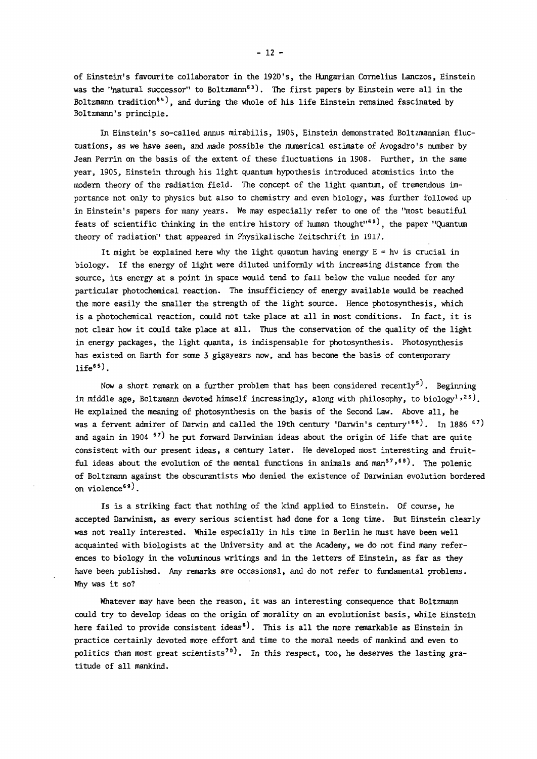of Einstein's favourite collaborator in the 1920's, the Hungarian Cornelius Lanczos, Einstein was the "natural successor" to Boltzmann[63]. The first papers by Einstein were all in the Boltzmann tradition[64], and during the whole of his life Einstein remained fascinated by Boltzmann's principle.

In Einstein's so-called annus mirabilis, 1905, Einstein demonstrated Boltzmannian fluctuations, as we have seen, and made possible the numerical estimate of Avogadro's number by Jean Perrin on the basis of the extent of these fluctuations in 1908. Further, in the same year, 1905, Einstein through his light quantum hypothesis introduced atomistics into the modern theory of the radiation field. The concept of the light quantum, of tremendous importance not only to physics but also to chemistry and even biology, was further followed up in Einstein's papers for many years. We may especially refer to one of the "most beautiful feats of scientific thinking in the entire history of human thought"[63], the paper "Quantum theory of radiation" that appeared in Physikalische Zeitschrift in 1917.

It might be explained here why the light quantum having energy $E = h\nu$ is crucial in biology. If the energy of light were diluted uniformly with increasing distance from the source, its energy at a point in space would tend to fall below the value needed for any particular photochemical reaction. The insufficiency of energy available would be reached the more easily the smaller the strength of the light source. Hence photosynthesis, which is a photochemical reaction, could not take place at all in most conditions. In fact, it is not clear how it could take place at all. Thus the conservation of the quality of the light in energy packages, the light quanta, is indispensable for photosynthesis. Photosynthesis has existed on Earth for some 3 gigayears now, and has become the basis of contemporary life[65].

Now a short remark on a further problem that has been considered recently[5]. Beginning in middle age, Boltzmann devoted himself increasingly, along with philosophy, to biology[1,25]. He explained the meaning of photosynthesis on the basis of the Second Law. Above all, he was a fervent admirer of Darwin and called the 19th century 'Darwin's century'[66]. In 1886 [67] and again in 1904 [57] he put forward Darwinian ideas about the origin of life that are quite consistent with our present ideas, a century later. He developed most interesting and fruitful ideas about the evolution of the mental functions in animals and man[57,68]. The polemic of Boltzmann against the obscurantists who denied the existence of Darwinian evolution bordered on violence[69].

Is is a striking fact that nothing of the kind applied to Einstein. Of course, he accepted Darwinism, as every serious scientist had done for a long time. But Einstein clearly was not really interested. While especially in his time in Berlin he must have been well acquainted with biologists at the University and at the Academy, we do not find many references to biology in the voluminous writings and in the letters of Einstein, as far as they have been published. Any remarks are occasional, and do not refer to fundamental problems. Why was it so?

Whatever may have been the reason, it was an interesting consequence that Boltzmann could try to develop ideas on the origin of morality on an evolutionist basis, while Einstein here failed to provide consistent ideas[5]. This is all the more remarkable as Einstein in practice certainly devoted more effort and time to the moral needs of mankind and even to politics than most great scientists[70]. In this respect, too, he deserves the lasting gratitude of all mankind.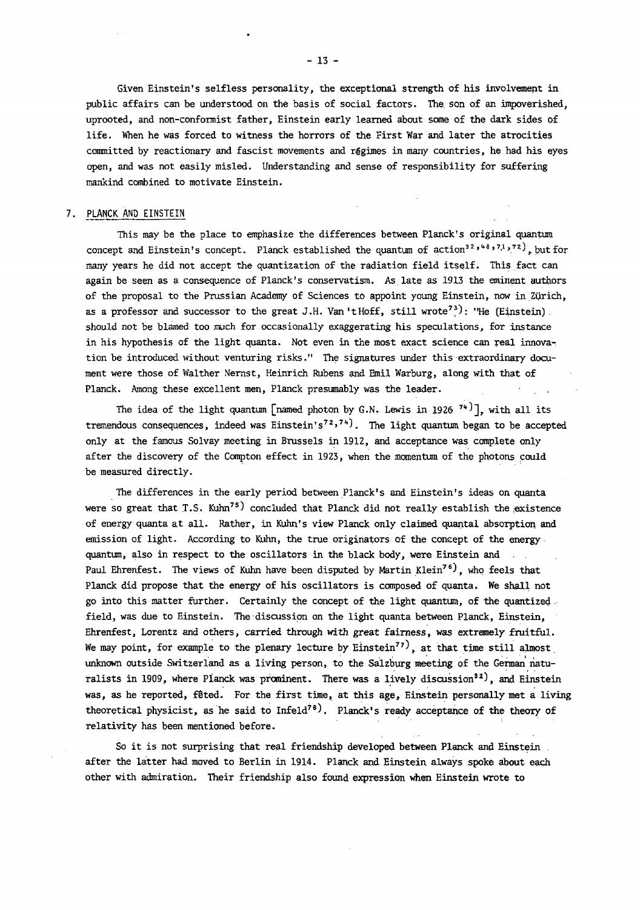Given Einstein's selfless personality, the exceptional strength of his involvement in public affairs can be understood on the basis of social factors. The son of an impoverished, uprooted, and non-conformist father, Einstein early learned about some of the dark sides of life. When he was forced to witness the horrors of the First War and later the atrocities committed by reactionary and fascist movements and régimes in many countries, he had his eyes open, and was not easily misled. Understanding and sense of responsibility for suffering mankind combined to motivate Einstein.

## 7. PLANCK AND EINSTEIN

This may be the place to emphasize the differences between Planck's original quantum concept and Einstein's concept. Planck established the quantum of action[32,48,71,72], but for many years he did not accept the quantization of the radiation field itself. This fact can again be seen as a consequence of Planck's conservatism. As late as 1913 the eminent authors of the proposal to the Prussian Academy of Sciences to appoint young Einstein, now in Zürich, as a professor and successor to the great J.H. Van 't Hoff, still wrote[73]: "He (Einstein) should not be blamed too much for occasionally exaggerating his speculations, for instance in his hypothesis of the light quanta. Not even in the most exact science can real innovation be introduced without venturing risks." The signatures under this extraordinary document were those of Walther Nernst, Heinrich Rubens and Emil Warburg, along with that of Planck. Among these excellent men, Planck presumably was the leader.

The idea of the light quantum [named photon by G.N. Lewis in 1926 [74]], with all its tremendous consequences, indeed was Einstein's[72,74]. The light quantum began to be accepted only at the famous Solvay meeting in Brussels in 1912, and acceptance was complete only after the discovery of the Compton effect in 1923, when the momentum of the photons could be measured directly.

The differences in the early period between Planck's and Einstein's ideas on quanta were so great that T.S. Kuhn[75] concluded that Planck did not really establish the existence of energy quanta at all. Rather, in Kuhn's view Planck only claimed quantal absorption and emission of light. According to Kuhn, the true originators of the concept of the energy quantum, also in respect to the oscillators in the black body, were Einstein and Paul Ehrenfest. The views of Kuhn have been disputed by Martin Klein[76], who feels that Planck did propose that the energy of his oscillators is composed of quanta. We shall not go into this matter further. Certainly the concept of the light quantum, of the quantized field, was due to Einstein. The discussion on the light quanta between Planck, Einstein, Ehrenfest, Lorentz and others, carried through with great fairness, was extremely fruitful. We may point, for example to the plenary lecture by Einstein[77], at that time still almost unknown outside Switzerland as a living person, to the Salzburg meeting of the German naturalists in 1909, where Planck was prominent. There was a lively discussion[32], and Einstein was, as he reported, fêted. For the first time, at this age, Einstein personally met a living theoretical physicist, as he said to Infeld[78]. Planck's ready acceptance of the theory of relativity has been mentioned before.

So it is not surprising that real friendship developed between Planck and Einstein after the latter had moved to Berlin in 1914. Planck and Einstein always spoke about each other with admiration. Their friendship also found expression when Einstein wrote to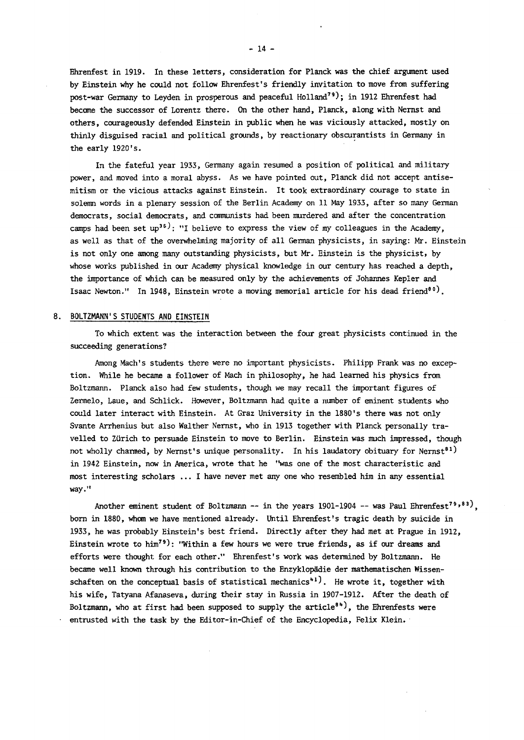Ehrenfest in 1919. In these letters, consideration for Planck was the chief argument used by Einstein why he could not follow Ehrenfest's friendly invitation to move from suffering post-war Germany to Leyden in prosperous and peaceful Holland[79]; in 1912 Ehrenfest had become the successor of Lorentz there. On the other hand, Planck, along with Nernst and others, courageously defended Einstein in public when he was viciously attacked, mostly on thinly disguised racial and political grounds, by reactionary obscurantists in Germany in the early 1920's.

In the fateful year 1933, Germany again resumed a position of political and military power, and moved into a moral abyss. As we have pointed out, Planck did not accept antisemitism or the vicious attacks against Einstein. It took extraordinary courage to state in solemn words in a plenary session of the Berlin Academy on 11 May 1933, after so many German democrats, social democrats, and communists had been murdered and after the concentration camps had been set up[35]: "I believe to express the view of my colleagues in the Academy, as well as that of the overwhelming majority of all German physicists, in saying: Mr. Einstein is not only one among many outstanding physicists, but Mr. Einstein is the physicist, by whose works published in our Academy physical knowledge in our century has reached a depth, the importance of which can be measured only by the achievements of Johannes Kepler and Isaac Newton." In 1948, Einstein wrote a moving memorial article for his dead friend[80].

## 8. BOLTZMANN'S STUDENTS AND EINSTEIN

To which extent was the interaction between the four great physicists continued in the succeeding generations?

Among Mach's students there were no important physicists. Philipp Frank was no exception. While he became a follower of Mach in philosophy, he had learned his physics from Boltzmann. Planck also had few students, though we may recall the important figures of Zermelo, Laue, and Schlick. However, Boltzmann had quite a number of eminent students who could later interact with Einstein. At Graz University in the 1880's there was not only Svante Arrhenius but also Walther Nernst, who in 1913 together with Planck personally travelled to Zürich to persuade Einstein to move to Berlin. Einstein was much impressed, though not wholly charmed, by Nernst's unique personality. In his laudatory obituary for Nernst[81] in 1942 Einstein, now in America, wrote that he "was one of the most characteristic and most interesting scholars ... I have never met any one who resembled him in any essential way."

Another eminent student of Boltzmann -- in the years 1901-1904 -- was Paul Ehrenfest[79,83], born in 1880, whom we have mentioned already. Until Ehrenfest's tragic death by suicide in 1933, he was probably Einstein's best friend. Directly after they had met at Prague in 1912, Einstein wrote to him[79]: "Within a few hours we were true friends, as if our dreams and efforts were thought for each other." Ehrenfest's work was determined by Boltzmann. He became well known through his contribution to the Enzyklopädie der mathematischen Wissenschaften on the conceptual basis of statistical mechanics[41]. He wrote it, together with his wife, Tatyana Afanaseva, during their stay in Russia in 1907-1912. After the death of Boltzmann, who at first had been supposed to supply the article[84], the Ehrenfests were entrusted with the task by the Editor-in-Chief of the Encyclopedia, Felix Klein.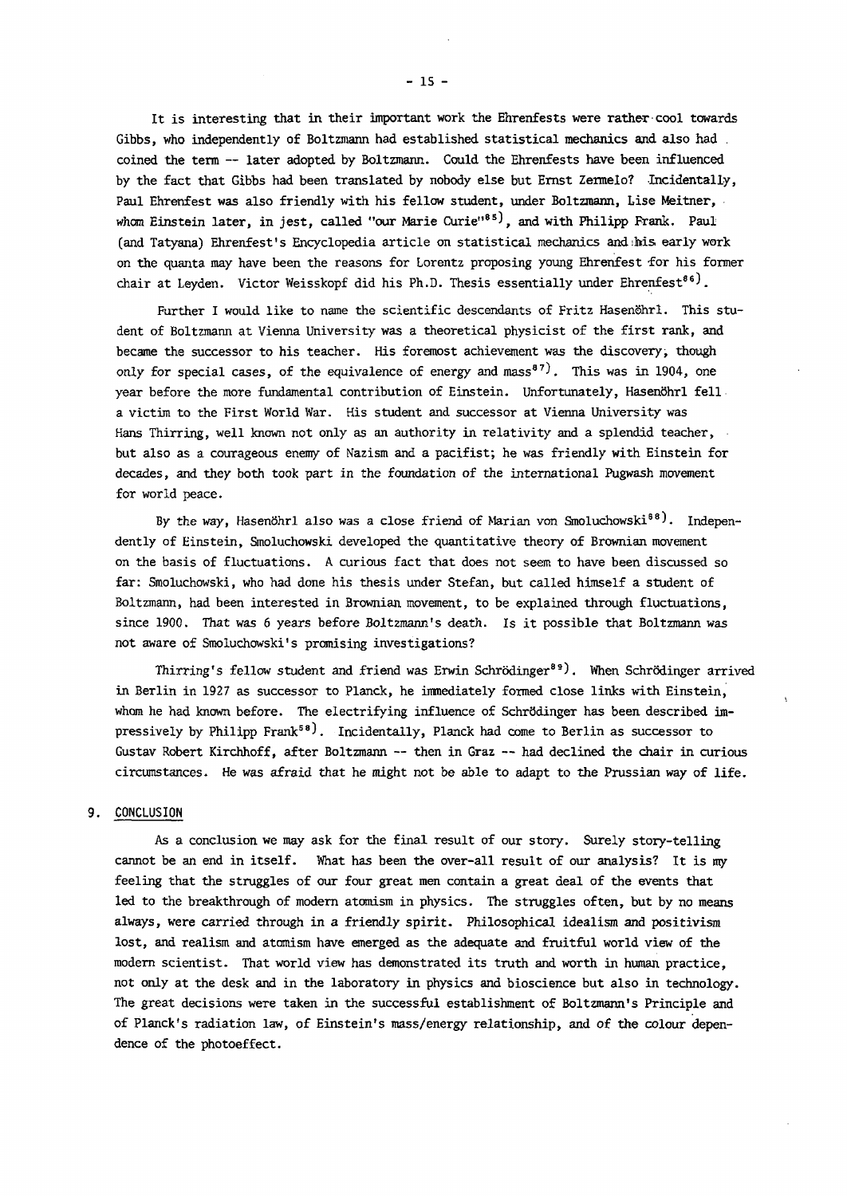It is interesting that in their important work the Ehrenfests were rather cool towards Gibbs, who independently of Boltzmann had established statistical mechanics and also had coined the term -- later adopted by Boltzmann. Could the Ehrenfests have been influenced by the fact that Gibbs had been translated by nobody else but Ernst Zermelo? Incidentally, Paul Ehrenfest was also friendly with his fellow student, under Boltzmann, Lise Meitner, whom Einstein later, in jest, called "our Marie Curie"[85], and with Philipp Frank. Paul (and Tatyana) Ehrenfest's Encyclopedia article on statistical mechanics and his early work on the quanta may have been the reasons for Lorentz proposing young Ehrenfest for his former chair at Leyden. Victor Weisskopf did his Ph.D. Thesis essentially under Ehrenfest[86].

Further I would like to name the scientific descendants of Fritz Hasenöhrl. This student of Boltzmann at Vienna University was a theoretical physicist of the first rank, and became the successor to his teacher. His foremost achievement was the discovery, though only for special cases, of the equivalence of energy and mass[87]. This was in 1904, one year before the more fundamental contribution of Einstein. Unfortunately, Hasenöhrl fell a victim to the First World War. His student and successor at Vienna University was Hans Thirring, well known not only as an authority in relativity and a splendid teacher, but also as a courageous enemy of Nazism and a pacifist; he was friendly with Einstein for decades, and they both took part in the foundation of the international Pugwash movement for world peace.

By the way, Hasenöhrl also was a close friend of Marian von Smoluchowski[88]. Independently of Einstein, Smoluchowski developed the quantitative theory of Brownian movement on the basis of fluctuations. A curious fact that does not seem to have been discussed so far: Smoluchowski, who had done his thesis under Stefan, but called himself a student of Boltzmann, had been interested in Brownian movement, to be explained through fluctuations, since 1900. That was 6 years before Boltzmann's death. Is it possible that Boltzmann was not aware of Smoluchowski's promising investigations?

Thirring's fellow student and friend was Erwin Schrödinger[89]. When Schrödinger arrived in Berlin in 1927 as successor to Planck, he immediately formed close links with Einstein, whom he had known before. The electrifying influence of Schrödinger has been described impressively by Philipp Frank[58]. Incidentally, Planck had come to Berlin as successor to Gustav Robert Kirchhoff, after Boltzmann -- then in Graz -- had declined the chair in curious circumstances. He was afraid that he might not be able to adapt to the Prussian way of life.

## 9. CONCLUSION

As a conclusion we may ask for the final result of our story. Surely story-telling cannot be an end in itself. What has been the over-all result of our analysis? It is my feeling that the struggles of our four great men contain a great deal of the events that led to the breakthrough of modern atomism in physics. The struggles often, but by no means always, were carried through in a friendly spirit. Philosophical idealism and positivism lost, and realism and atomism have emerged as the adequate and fruitful world view of the modern scientist. That world view has demonstrated its truth and worth in human practice, not only at the desk and in the laboratory in physics and bioscience but also in technology. The great decisions were taken in the successful establishment of Boltzmann's Principle and of Planck's radiation law, of Einstein's mass/energy relationship, and of the colour dependence of the photoeffect.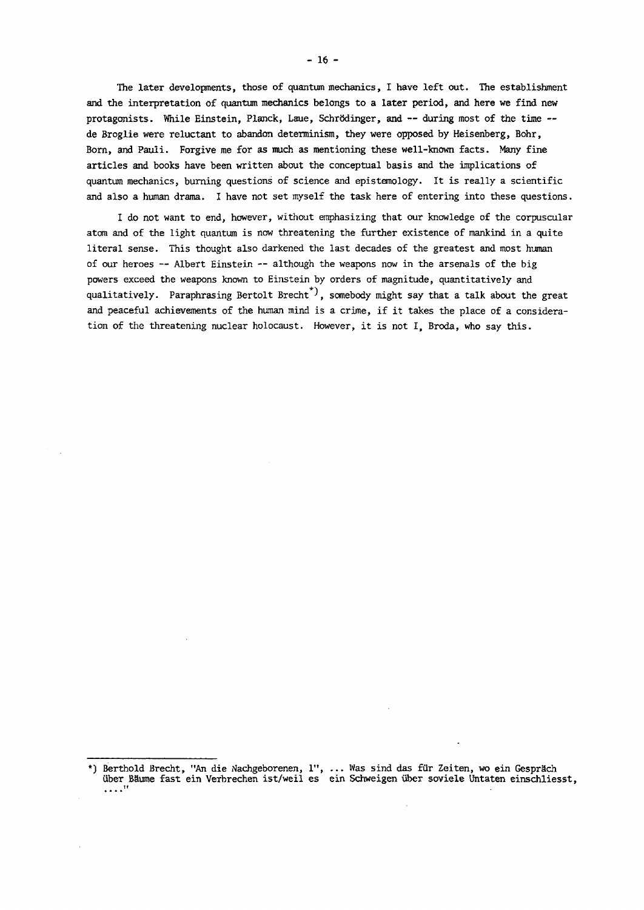The later developments, those of quantum mechanics, I have left out. The establishment and the interpretation of quantum mechanics belongs to a later period, and here we find new protagonists. While Einstein, Planck, Laue, Schrödinger, and -- during most of the time -- de Broglie were reluctant to abandon determinism, they were opposed by Heisenberg, Bohr, Born, and Pauli. Forgive me for as much as mentioning these well-known facts. Many fine articles and books have been written about the conceptual basis and the implications of quantum mechanics, burning questions of science and epistemology. It is really a scientific and also a human drama. I have not set myself the task here of entering into these questions.

I do not want to end, however, without emphasizing that our knowledge of the corpuscular atom and of the light quantum is now threatening the further existence of mankind in a quite literal sense. This thought also darkened the last decades of the greatest and most human of our heroes -- Albert Einstein -- although the weapons now in the arsenals of the big powers exceed the weapons known to Einstein by orders of magnitude, quantitatively and qualitatively. Paraphrasing Bertolt Brecht*), somebody might say that a talk about the great and peaceful achievements of the human mind is a crime, if it takes the place of a consideration of the threatening nuclear holocaust. However, it is not I, Broda, who say this.

---

*) Berthold Brecht, "An die Nachgeborenen, 1", ... Was sind das für Zeiten, wo ein Gespräch über Bäume fast ein Verbrechen ist/weil es ein Schweigen über soviele Untaten einschliesst, ...."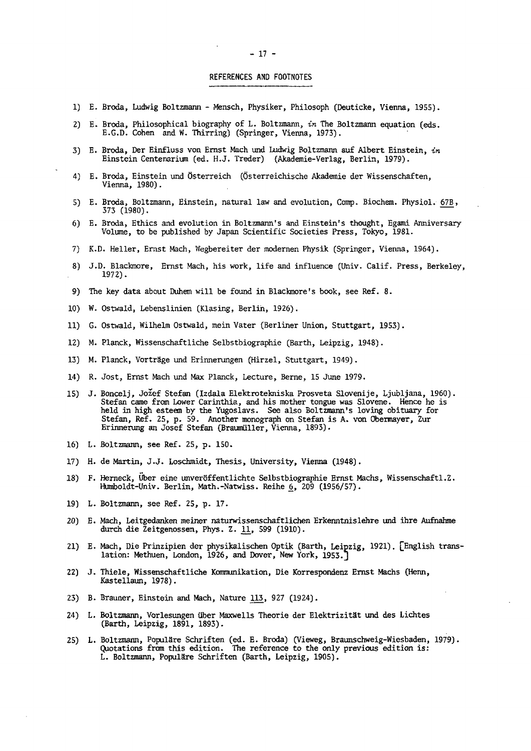## REFERENCES AND FOOTNOTES

1) E. Broda, Ludwig Boltzmann - Mensch, Physiker, Philosoph (Deuticke, Vienna, 1955).

2) E. Broda, Philosophical biography of L. Boltzmann, *in* The Boltzmann equation (eds. E.G.D. Cohen and W. Thirring) (Springer, Vienna, 1973).

3) E. Broda, Der Einfluss von Ernst Mach und Ludwig Boltzmann auf Albert Einstein, *in* Einstein Centenarium (ed. H.J. Treder) (Akademie-Verlag, Berlin, 1979).

4) E. Broda, Einstein und Österreich (Österreichische Akademie der Wissenschaften, Vienna, 1980).

5) E. Broda, Boltzmann, Einstein, natural law and evolution, Comp. Biochem. Physiol. 67B, 373 (1980).

6) E. Broda, Ethics and evolution in Boltzmann's and Einstein's thought, Egami Anniversary Volume, to be published by Japan Scientific Societies Press, Tokyo, 1981.

7) K.D. Heller, Ernst Mach, Wegbereiter der modernen Physik (Springer, Vienna, 1964).

8) J.D. Blackmore, Ernst Mach, his work, life and influence (Univ. Calif. Press, Berkeley, 1972).

9) The key data about Duhem will be found in Blackmore's book, see Ref. 8.

10) W. Ostwald, Lebenslinien (Klasing, Berlin, 1926).

11) G. Ostwald, Wilhelm Ostwald, mein Vater (Berliner Union, Stuttgart, 1953).

12) M. Planck, Wissenschaftliche Selbstbiographie (Barth, Leipzig, 1948).

13) M. Planck, Vorträge und Erinnerungen (Hirzel, Stuttgart, 1949).

14) R. Jost, Ernst Mach und Max Planck, Lecture, Berne, 15 June 1979.

15) J. Boncelj, Jožef Stefan (Izdala Elektrotekniska Prosveta Slovenije, Ljubljana, 1960). Stefan came from Lower Carinthia, and his mother tongue was Slovene. Hence he is held in high esteem by the Yugoslavs. See also Boltzmann's loving obituary for Stefan, Ref. 25, p. 59. Another monograph on Stefan is A. von Obermayer, Zur Erinnerung an Josef Stefan (Braumüller, Vienna, 1893).

16) L. Boltzmann, see Ref. 25, p. 150.

17) H. de Martin, J.J. Loschmidt, Thesis, University, Vienna (1948).

18) F. Herneck, Über eine unveröffentlichte Selbstbiographie Ernst Machs, Wissenschaftl.Z. Humboldt-Univ. Berlin, Math.-Natwiss. Reihe 6, 209 (1956/57).

19) L. Boltzmann, see Ref. 25, p. 17.

20) E. Mach, Leitgedanken meiner naturwissenschaftlichen Erkenntnislehre und ihre Aufnahme durch die Zeitgenossen, Phys. Z. 11, 599 (1910).

21) E. Mach, Die Prinzipien der physikalischen Optik (Barth, Leipzig, 1921). [English translation: Methuen, London, 1926, and Dover, New York, 1953.]

22) J. Thiele, Wissenschaftliche Kommunikation, Die Korrespondenz Ernst Machs (Henn, Kastellaun, 1978).

23) B. Brauner, Einstein and Mach, Nature 113, 927 (1924).

24) L. Boltzmann, Vorlesungen über Maxwells Theorie der Elektrizität und des Lichtes (Barth, Leipzig, 1891, 1893).

25) L. Boltzmann, Populäre Schriften (ed. E. Broda) (Vieweg, Braunschweig-Wiesbaden, 1979). Quotations from this edition. The reference to the only previous edition is: L. Boltzmann, Populäre Schriften (Barth, Leipzig, 1905).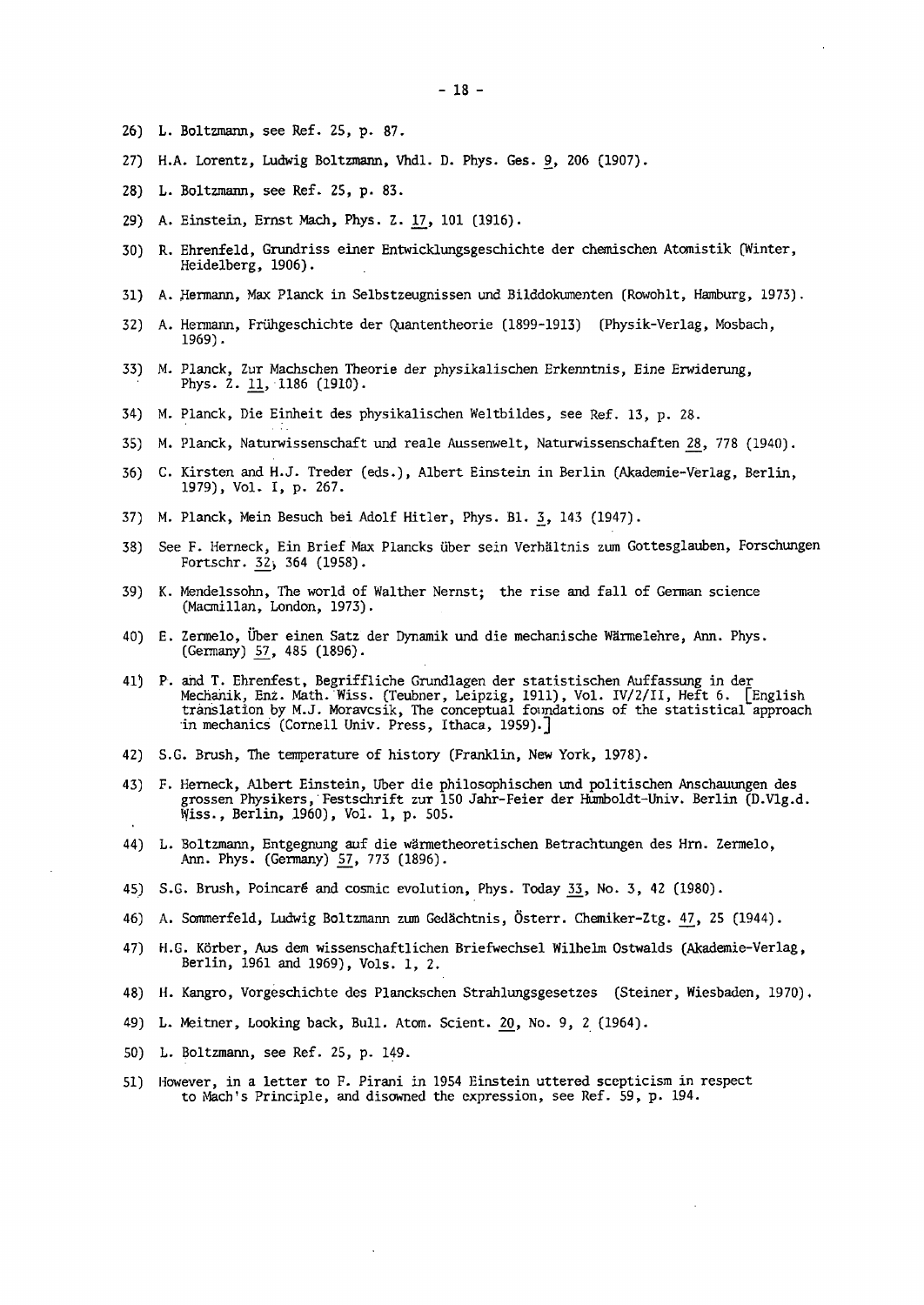26) L. Boltzmann, see Ref. 25, p. 87.

27) H.A. Lorentz, Ludwig Boltzmann, Vhdl. D. Phys. Ges. 9, 206 (1907).

28) L. Boltzmann, see Ref. 25, p. 83.

29) A. Einstein, Ernst Mach, Phys. Z. 17, 101 (1916).

30) R. Ehrenfeld, Grundriss einer Entwicklungsgeschichte der chemischen Atomistik (Winter, Heidelberg, 1906).

31) A. Hermann, Max Planck in Selbstzeugnissen und Bilddokumenten (Rowohlt, Hamburg, 1973).

32) A. Hermann, Frühgeschichte der Quantentheorie (1899-1913) (Physik-Verlag, Mosbach, 1969).

33) M. Planck, Zur Machschen Theorie der physikalischen Erkenntnis, Eine Erwiderung, Phys. Z. 11, 1186 (1910).

34) M. Planck, Die Einheit des physikalischen Weltbildes, see Ref. 13, p. 28.

35) M. Planck, Naturwissenschaft und reale Aussenwelt, Naturwissenschaften 28, 778 (1940).

36) C. Kirsten and H.J. Treder (eds.), Albert Einstein in Berlin (Akademie-Verlag, Berlin, 1979), Vol. I, p. 267.

37) M. Planck, Mein Besuch bei Adolf Hitler, Phys. Bl. 3, 143 (1947).

38) See F. Herneck, Ein Brief Max Plancks über sein Verhältnis zum Gottesglauben, Forschungen Fortschr. 32, 364 (1958).

39) K. Mendelssohn, The world of Walther Nernst; the rise and fall of German science (Macmillan, London, 1973).

40) E. Zermelo, Über einen Satz der Dynamik und die mechanische Wärmelehre, Ann. Phys. (Germany) 57, 485 (1896).

41) P. and T. Ehrenfest, Begriffliche Grundlagen der statistischen Auffassung in der Mechanik, Enz. Math. Wiss. (Teubner, Leipzig, 1911), Vol. IV/2/II, Heft 6. [English translation by M.J. Moravcsik, The conceptual foundations of the statistical approach in mechanics (Cornell Univ. Press, Ithaca, 1959).]

42) S.G. Brush, The temperature of history (Franklin, New York, 1978).

43) F. Herneck, Albert Einstein, Über die philosophischen und politischen Anschauungen des grossen Physikers, Festschrift zur 150 Jahr-Feier der Humboldt-Univ. Berlin (D.Vlg.d. Wiss., Berlin, 1960), Vol. 1, p. 505.

44) L. Boltzmann, Entgegnung auf die wärmetheoretischen Betrachtungen des Hrn. Zermelo, Ann. Phys. (Germany) 57, 773 (1896).

45) S.G. Brush, Poincaré and cosmic evolution, Phys. Today 33, No. 3, 42 (1980).

46) A. Sommerfeld, Ludwig Boltzmann zum Gedächtnis, Österr. Chemiker-Ztg. 47, 25 (1944).

47) H.G. Körber, Aus dem wissenschaftlichen Briefwechsel Wilhelm Ostwalds (Akademie-Verlag, Berlin, 1961 and 1969), Vols. 1, 2.

48) H. Kangro, Vorgeschichte des Planckschen Strahlungsgesetzes (Steiner, Wiesbaden, 1970).

49) L. Meitner, Looking back, Bull. Atom. Scient. 20, No. 9, 2 (1964).

50) L. Boltzmann, see Ref. 25, p. 149.

51) However, in a letter to F. Pirani in 1954 Einstein uttered scepticism in respect to Mach's Principle, and disowned the expression, see Ref. 59, p. 194.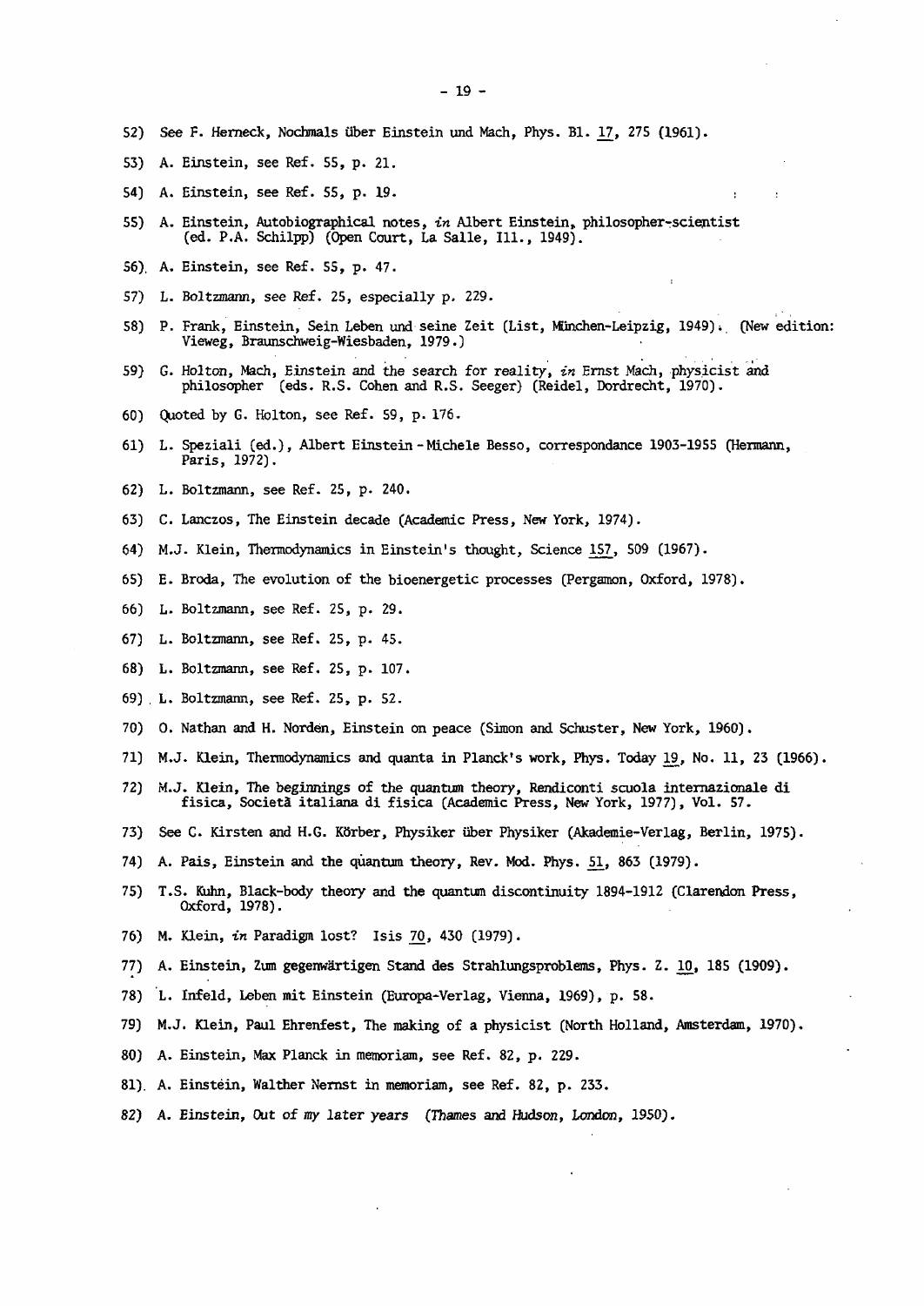52) See F. Herneck, Nochmals über Einstein und Mach, Phys. Bl. 17, 275 (1961).

53) A. Einstein, see Ref. 55, p. 21.

54) A. Einstein, see Ref. 55, p. 19.

55) A. Einstein, Autobiographical notes, *in* Albert Einstein, philosopher-scientist (ed. P.A. Schilpp) (Open Court, La Salle, Ill., 1949).

56) A. Einstein, see Ref. 55, p. 47.

57) L. Boltzmann, see Ref. 25, especially p. 229.

58) P. Frank, Einstein, Sein Leben und seine Zeit (List, München-Leipzig, 1949). (New edition: Vieweg, Braunschweig-Wiesbaden, 1979.)

59) G. Holton, Mach, Einstein and the search for reality, *in* Ernst Mach, physicist and philosopher (eds. R.S. Cohen and R.S. Seeger) (Reidel, Dordrecht, 1970).

60) Quoted by G. Holton, see Ref. 59, p. 176.

61) L. Speziali (ed.), Albert Einstein - Michele Besso, correspondance 1903-1955 (Hermann, Paris, 1972).

62) L. Boltzmann, see Ref. 25, p. 240.

63) C. Lanczos, The Einstein decade (Academic Press, New York, 1974).

64) M.J. Klein, Thermodynamics in Einstein's thought, Science 157, 509 (1967).

65) E. Broda, The evolution of the bioenergetic processes (Pergamon, Oxford, 1978).

66) L. Boltzmann, see Ref. 25, p. 29.

67) L. Boltzmann, see Ref. 25, p. 45.

68) L. Boltzmann, see Ref. 25, p. 107.

69) L. Boltzmann, see Ref. 25, p. 52.

70) O. Nathan and H. Norden, Einstein on peace (Simon and Schuster, New York, 1960).

71) M.J. Klein, Thermodynamics and quanta in Planck's work, Phys. Today 19, No. 11, 23 (1966).

72) M.J. Klein, The beginnings of the quantum theory, Rendiconti scuola internazionale di fisica, Società italiana di fisica (Academic Press, New York, 1977), Vol. 57.

73) See C. Kirsten and H.G. Körber, Physiker über Physiker (Akademie-Verlag, Berlin, 1975).

74) A. Pais, Einstein and the quantum theory, Rev. Mod. Phys. 51, 863 (1979).

75) T.S. Kuhn, Black-body theory and the quantum discontinuity 1894-1912 (Clarendon Press, Oxford, 1978).

76) M. Klein, *in* Paradigm lost? Isis 70, 430 (1979).

77) A. Einstein, Zum gegenwärtigen Stand des Strahlungsproblems, Phys. Z. 10, 185 (1909).

78) L. Infeld, Leben mit Einstein (Europa-Verlag, Vienna, 1969), p. 58.

79) M.J. Klein, Paul Ehrenfest, The making of a physicist (North Holland, Amsterdam, 1970).

80) A. Einstein, Max Planck in memoriam, see Ref. 82, p. 229.

81) A. Einstein, Walther Nernst in memoriam, see Ref. 82, p. 233.

82) A. Einstein, Out of my later years (Thames and Hudson, London, 1950).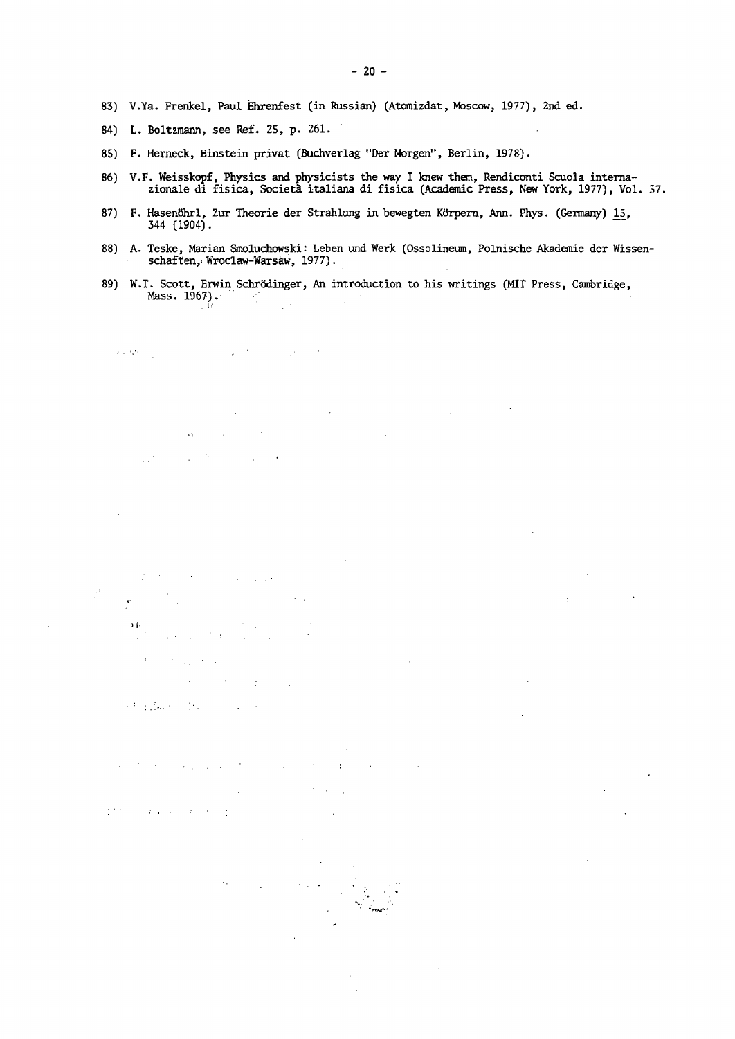83) V.Ya. Frenkel, Paul Ehrenfest (in Russian) (Atomizdat, Moscow, 1977), 2nd ed.

84) L. Boltzmann, see Ref. 25, p. 261.

85) F. Herneck, Einstein privat (Buchverlag "Der Morgen", Berlin, 1978).

86) V.F. Weisskopf, Physics and physicists the way I knew them, Rendiconti Scuola internazionale di fisica, Società italiana di fisica (Academic Press, New York, 1977), Vol. 57.

87) F. Hasenöhrl, Zur Theorie der Strahlung in bewegten Körpern, Ann. Phys. (Germany) 15, 344 (1904).

88) A. Teske, Marian Smoluchowski: Leben und Werk (Ossolineum, Polnische Akademie der Wissenschaften, Wroclaw-Warsaw, 1977).

89) W.T. Scott, Erwin Schrödinger, An introduction to his writings (MIT Press, Cambridge, Mass. 1967).